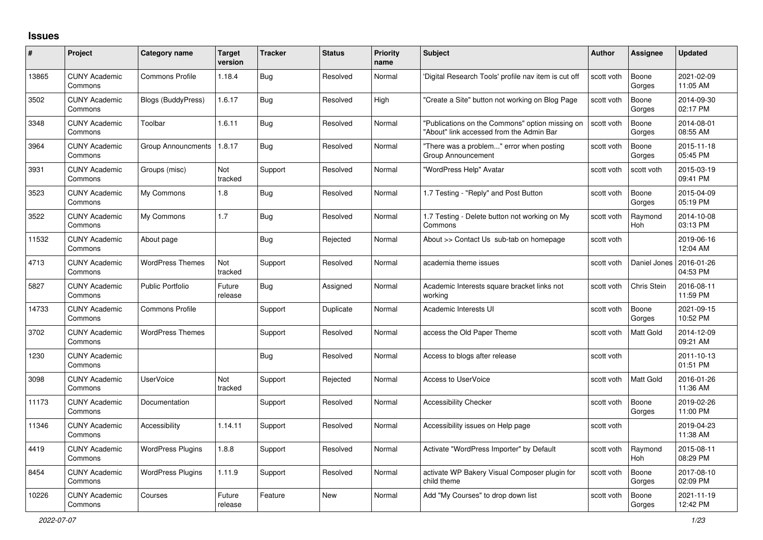# Issues

| # | Project | Category name | Target version | Tracker | Status | Priority name | Subject | Author | Assignee | Updated |
|---|---|---|---|---|---|---|---|---|---|---|
| 13865 | CUNY Academic Commons | Commons Profile | 1.18.4 | Bug | Resolved | Normal | 'Digital Research Tools' profile nav item is cut off | scott voth | Boone Gorges | 2021-02-09 11:05 AM |
| 3502 | CUNY Academic Commons | Blogs (BuddyPress) | 1.6.17 | Bug | Resolved | High | "Create a Site" button not working on Blog Page | scott voth | Boone Gorges | 2014-09-30 02:17 PM |
| 3348 | CUNY Academic Commons | Toolbar | 1.6.11 | Bug | Resolved | Normal | "Publications on the Commons" option missing on "About" link accessed from the Admin Bar | scott voth | Boone Gorges | 2014-08-01 08:55 AM |
| 3964 | CUNY Academic Commons | Group Announcments | 1.8.17 | Bug | Resolved | Normal | "There was a problem..." error when posting Group Announcement | scott voth | Boone Gorges | 2015-11-18 05:45 PM |
| 3931 | CUNY Academic Commons | Groups (misc) | Not tracked | Support | Resolved | Normal | "WordPress Help" Avatar | scott voth | scott voth | 2015-03-19 09:41 PM |
| 3523 | CUNY Academic Commons | My Commons | 1.8 | Bug | Resolved | Normal | 1.7 Testing - "Reply" and Post Button | scott voth | Boone Gorges | 2015-04-09 05:19 PM |
| 3522 | CUNY Academic Commons | My Commons | 1.7 | Bug | Resolved | Normal | 1.7 Testing - Delete button not working on My Commons | scott voth | Raymond Hoh | 2014-10-08 03:13 PM |
| 11532 | CUNY Academic Commons | About page | | Bug | Rejected | Normal | About >> Contact Us sub-tab on homepage | scott voth | | 2019-06-16 12:04 AM |
| 4713 | CUNY Academic Commons | WordPress Themes | Not tracked | Support | Resolved | Normal | academia theme issues | scott voth | Daniel Jones | 2016-01-26 04:53 PM |
| 5827 | CUNY Academic Commons | Public Portfolio | Future release | Bug | Assigned | Normal | Academic Interests square bracket links not working | scott voth | Chris Stein | 2016-08-11 11:59 PM |
| 14733 | CUNY Academic Commons | Commons Profile | | Support | Duplicate | Normal | Academic Interests UI | scott voth | Boone Gorges | 2021-09-15 10:52 PM |
| 3702 | CUNY Academic Commons | WordPress Themes | | Support | Resolved | Normal | access the Old Paper Theme | scott voth | Matt Gold | 2014-12-09 09:21 AM |
| 1230 | CUNY Academic Commons | | | Bug | Resolved | Normal | Access to blogs after release | scott voth | | 2011-10-13 01:51 PM |
| 3098 | CUNY Academic Commons | UserVoice | Not tracked | Support | Rejected | Normal | Access to UserVoice | scott voth | Matt Gold | 2016-01-26 11:36 AM |
| 11173 | CUNY Academic Commons | Documentation | | Support | Resolved | Normal | Accessibility Checker | scott voth | Boone Gorges | 2019-02-26 11:00 PM |
| 11346 | CUNY Academic Commons | Accessibility | 1.14.11 | Support | Resolved | Normal | Accessibility issues on Help page | scott voth | | 2019-04-23 11:38 AM |
| 4419 | CUNY Academic Commons | WordPress Plugins | 1.8.8 | Support | Resolved | Normal | Activate "WordPress Importer" by Default | scott voth | Raymond Hoh | 2015-08-11 08:29 PM |
| 8454 | CUNY Academic Commons | WordPress Plugins | 1.11.9 | Support | Resolved | Normal | activate WP Bakery Visual Composer plugin for child theme | scott voth | Boone Gorges | 2017-08-10 02:09 PM |
| 10226 | CUNY Academic Commons | Courses | Future release | Feature | New | Normal | Add "My Courses" to drop down list | scott voth | Boone Gorges | 2021-11-19 12:42 PM |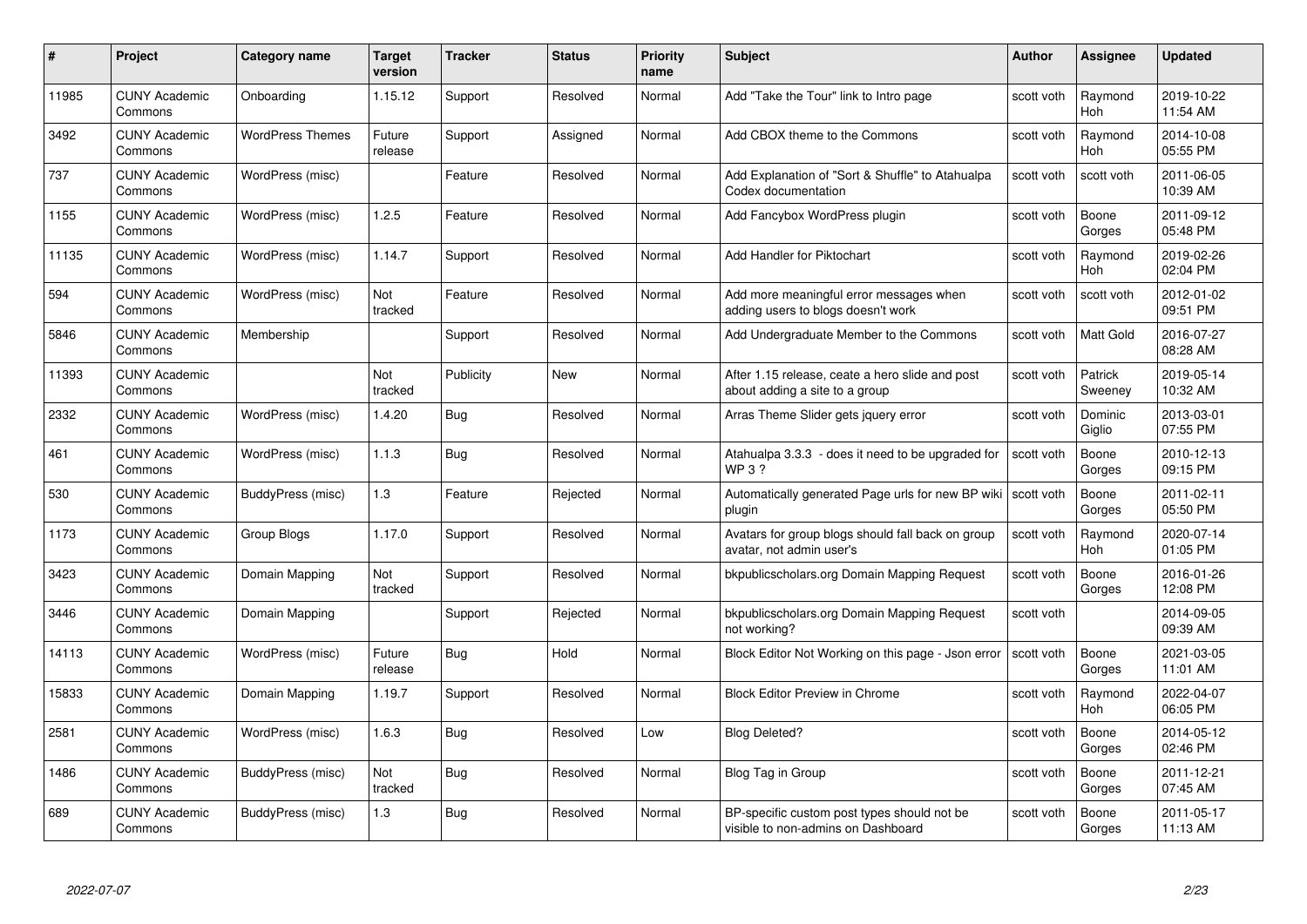| # | Project | Category name | Target version | Tracker | Status | Priority name | Subject | Author | Assignee | Updated |
|---|---|---|---|---|---|---|---|---|---|---|
| 11985 | CUNY Academic Commons | Onboarding | 1.15.12 | Support | Resolved | Normal | Add "Take the Tour" link to Intro page | scott voth | Raymond Hoh | 2019-10-22 11:54 AM |
| 3492 | CUNY Academic Commons | WordPress Themes | Future release | Support | Assigned | Normal | Add CBOX theme to the Commons | scott voth | Raymond Hoh | 2014-10-08 05:55 PM |
| 737 | CUNY Academic Commons | WordPress (misc) | | Feature | Resolved | Normal | Add Explanation of "Sort & Shuffle" to Atahualpa Codex documentation | scott voth | scott voth | 2011-06-05 10:39 AM |
| 1155 | CUNY Academic Commons | WordPress (misc) | 1.2.5 | Feature | Resolved | Normal | Add Fancybox WordPress plugin | scott voth | Boone Gorges | 2011-09-12 05:48 PM |
| 11135 | CUNY Academic Commons | WordPress (misc) | 1.14.7 | Support | Resolved | Normal | Add Handler for Piktochart | scott voth | Raymond Hoh | 2019-02-26 02:04 PM |
| 594 | CUNY Academic Commons | WordPress (misc) | Not tracked | Feature | Resolved | Normal | Add more meaningful error messages when adding users to blogs doesn't work | scott voth | scott voth | 2012-01-02 09:51 PM |
| 5846 | CUNY Academic Commons | Membership | | Support | Resolved | Normal | Add Undergraduate Member to the Commons | scott voth | Matt Gold | 2016-07-27 08:28 AM |
| 11393 | CUNY Academic Commons | | Not tracked | Publicity | New | Normal | After 1.15 release, ceate a hero slide and post about adding a site to a group | scott voth | Patrick Sweeney | 2019-05-14 10:32 AM |
| 2332 | CUNY Academic Commons | WordPress (misc) | 1.4.20 | Bug | Resolved | Normal | Arras Theme Slider gets jquery error | scott voth | Dominic Giglio | 2013-03-01 07:55 PM |
| 461 | CUNY Academic Commons | WordPress (misc) | 1.1.3 | Bug | Resolved | Normal | Atahualpa 3.3.3 - does it need to be upgraded for WP 3 ? | scott voth | Boone Gorges | 2010-12-13 09:15 PM |
| 530 | CUNY Academic Commons | BuddyPress (misc) | 1.3 | Feature | Rejected | Normal | Automatically generated Page urls for new BP wiki plugin | scott voth | Boone Gorges | 2011-02-11 05:50 PM |
| 1173 | CUNY Academic Commons | Group Blogs | 1.17.0 | Support | Resolved | Normal | Avatars for group blogs should fall back on group avatar, not admin user's | scott voth | Raymond Hoh | 2020-07-14 01:05 PM |
| 3423 | CUNY Academic Commons | Domain Mapping | Not tracked | Support | Resolved | Normal | bkpublicscholars.org Domain Mapping Request | scott voth | Boone Gorges | 2016-01-26 12:08 PM |
| 3446 | CUNY Academic Commons | Domain Mapping | | Support | Rejected | Normal | bkpublicscholars.org Domain Mapping Request not working? | scott voth | | 2014-09-05 09:39 AM |
| 14113 | CUNY Academic Commons | WordPress (misc) | Future release | Bug | Hold | Normal | Block Editor Not Working on this page - Json error | scott voth | Boone Gorges | 2021-03-05 11:01 AM |
| 15833 | CUNY Academic Commons | Domain Mapping | 1.19.7 | Support | Resolved | Normal | Block Editor Preview in Chrome | scott voth | Raymond Hoh | 2022-04-07 06:05 PM |
| 2581 | CUNY Academic Commons | WordPress (misc) | 1.6.3 | Bug | Resolved | Low | Blog Deleted? | scott voth | Boone Gorges | 2014-05-12 02:46 PM |
| 1486 | CUNY Academic Commons | BuddyPress (misc) | Not tracked | Bug | Resolved | Normal | Blog Tag in Group | scott voth | Boone Gorges | 2011-12-21 07:45 AM |
| 689 | CUNY Academic Commons | BuddyPress (misc) | 1.3 | Bug | Resolved | Normal | BP-specific custom post types should not be visible to non-admins on Dashboard | scott voth | Boone Gorges | 2011-05-17 11:13 AM |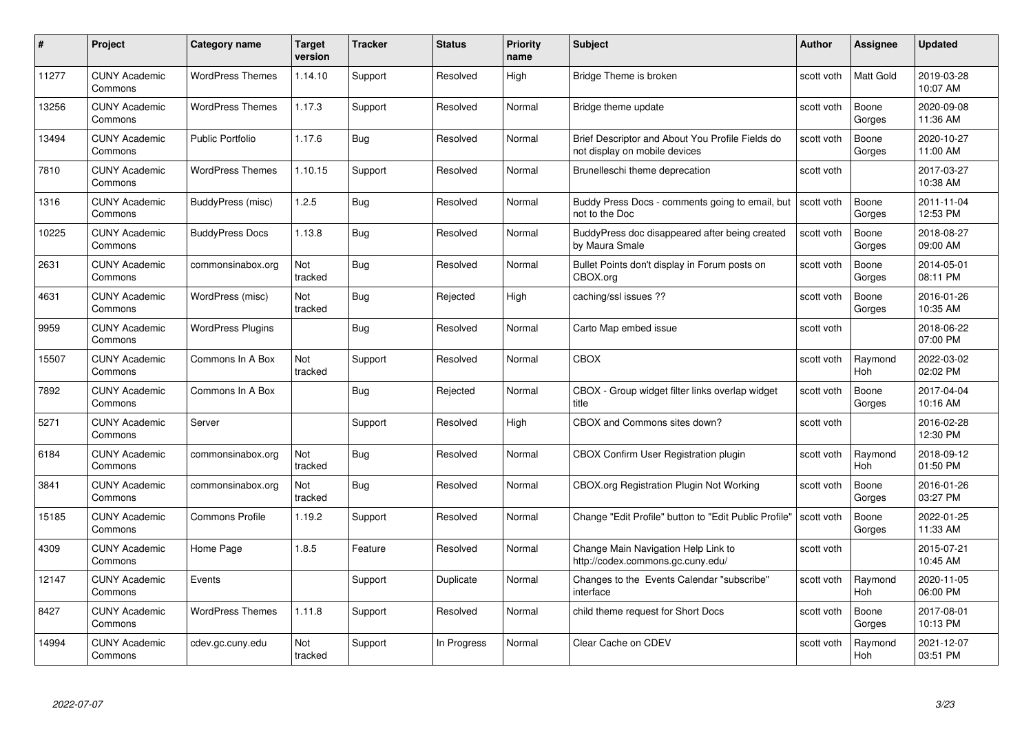| # | Project | Category name | Target version | Tracker | Status | Priority name | Subject | Author | Assignee | Updated |
|---|---|---|---|---|---|---|---|---|---|---|
| 11277 | CUNY Academic Commons | WordPress Themes | 1.14.10 | Support | Resolved | High | Bridge Theme is broken | scott voth | Matt Gold | 2019-03-28 10:07 AM |
| 13256 | CUNY Academic Commons | WordPress Themes | 1.17.3 | Support | Resolved | Normal | Bridge theme update | scott voth | Boone Gorges | 2020-09-08 11:36 AM |
| 13494 | CUNY Academic Commons | Public Portfolio | 1.17.6 | Bug | Resolved | Normal | Brief Descriptor and About You Profile Fields do not display on mobile devices | scott voth | Boone Gorges | 2020-10-27 11:00 AM |
| 7810 | CUNY Academic Commons | WordPress Themes | 1.10.15 | Support | Resolved | Normal | Brunelleschi theme deprecation | scott voth | | 2017-03-27 10:38 AM |
| 1316 | CUNY Academic Commons | BuddyPress (misc) | 1.2.5 | Bug | Resolved | Normal | Buddy Press Docs - comments going to email, but not to the Doc | scott voth | Boone Gorges | 2011-11-04 12:53 PM |
| 10225 | CUNY Academic Commons | BuddyPress Docs | 1.13.8 | Bug | Resolved | Normal | BuddyPress doc disappeared after being created by Maura Smale | scott voth | Boone Gorges | 2018-08-27 09:00 AM |
| 2631 | CUNY Academic Commons | commonsinabox.org | Not tracked | Bug | Resolved | Normal | Bullet Points don't display in Forum posts on CBOX.org | scott voth | Boone Gorges | 2014-05-01 08:11 PM |
| 4631 | CUNY Academic Commons | WordPress (misc) | Not tracked | Bug | Rejected | High | caching/ssl issues ?? | scott voth | Boone Gorges | 2016-01-26 10:35 AM |
| 9959 | CUNY Academic Commons | WordPress Plugins | | Bug | Resolved | Normal | Carto Map embed issue | scott voth | | 2018-06-22 07:00 PM |
| 15507 | CUNY Academic Commons | Commons In A Box | Not tracked | Support | Resolved | Normal | CBOX | scott voth | Raymond Hoh | 2022-03-02 02:02 PM |
| 7892 | CUNY Academic Commons | Commons In A Box | | Bug | Rejected | Normal | CBOX - Group widget filter links overlap widget title | scott voth | Boone Gorges | 2017-04-04 10:16 AM |
| 5271 | CUNY Academic Commons | Server | | Support | Resolved | High | CBOX and Commons sites down? | scott voth | | 2016-02-28 12:30 PM |
| 6184 | CUNY Academic Commons | commonsinabox.org | Not tracked | Bug | Resolved | Normal | CBOX Confirm User Registration plugin | scott voth | Raymond Hoh | 2018-09-12 01:50 PM |
| 3841 | CUNY Academic Commons | commonsinabox.org | Not tracked | Bug | Resolved | Normal | CBOX.org Registration Plugin Not Working | scott voth | Boone Gorges | 2016-01-26 03:27 PM |
| 15185 | CUNY Academic Commons | Commons Profile | 1.19.2 | Support | Resolved | Normal | Change "Edit Profile" button to "Edit Public Profile" | scott voth | Boone Gorges | 2022-01-25 11:33 AM |
| 4309 | CUNY Academic Commons | Home Page | 1.8.5 | Feature | Resolved | Normal | Change Main Navigation Help Link to http://codex.commons.gc.cuny.edu/ | scott voth | | 2015-07-21 10:45 AM |
| 12147 | CUNY Academic Commons | Events | | Support | Duplicate | Normal | Changes to the Events Calendar "subscribe" interface | scott voth | Raymond Hoh | 2020-11-05 06:00 PM |
| 8427 | CUNY Academic Commons | WordPress Themes | 1.11.8 | Support | Resolved | Normal | child theme request for Short Docs | scott voth | Boone Gorges | 2017-08-01 10:13 PM |
| 14994 | CUNY Academic Commons | cdev.gc.cuny.edu | Not tracked | Support | In Progress | Normal | Clear Cache on CDEV | scott voth | Raymond Hoh | 2021-12-07 03:51 PM |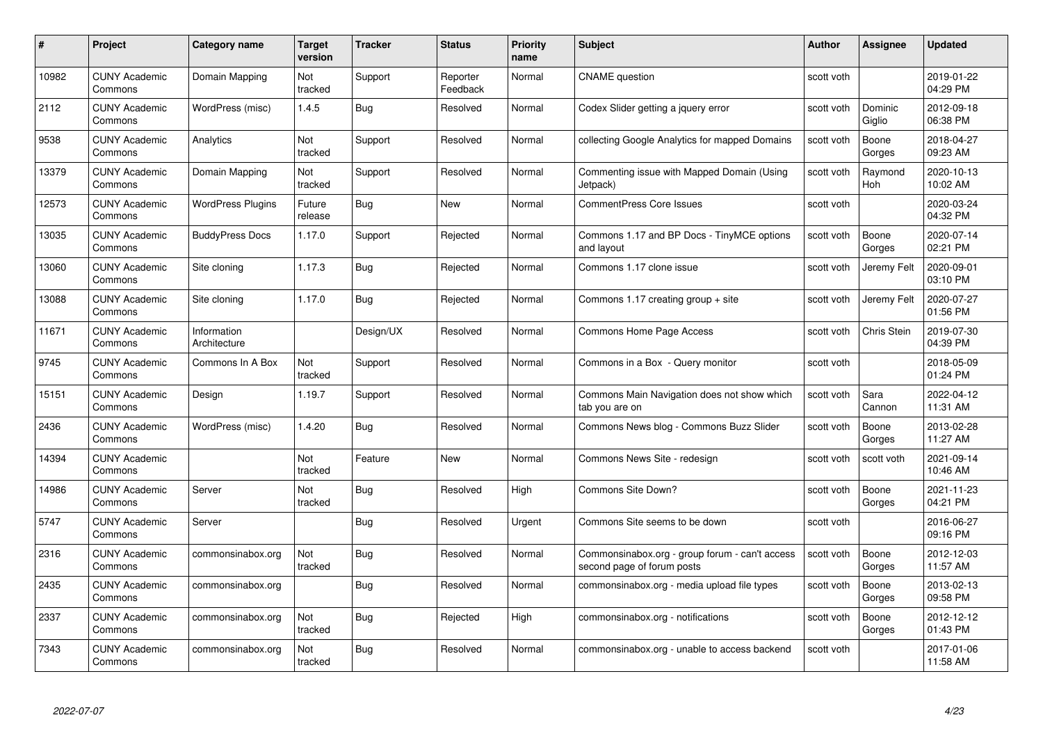| # | Project | Category name | Target version | Tracker | Status | Priority name | Subject | Author | Assignee | Updated |
|---|---|---|---|---|---|---|---|---|---|---|
| 10982 | CUNY Academic Commons | Domain Mapping | Not tracked | Support | Reporter Feedback | Normal | CNAME question | scott voth | | 2019-01-22 04:29 PM |
| 2112 | CUNY Academic Commons | WordPress (misc) | 1.4.5 | Bug | Resolved | Normal | Codex Slider getting a jquery error | scott voth | Dominic Giglio | 2012-09-18 06:38 PM |
| 9538 | CUNY Academic Commons | Analytics | Not tracked | Support | Resolved | Normal | collecting Google Analytics for mapped Domains | scott voth | Boone Gorges | 2018-04-27 09:23 AM |
| 13379 | CUNY Academic Commons | Domain Mapping | Not tracked | Support | Resolved | Normal | Commenting issue with Mapped Domain (Using Jetpack) | scott voth | Raymond Hoh | 2020-10-13 10:02 AM |
| 12573 | CUNY Academic Commons | WordPress Plugins | Future release | Bug | New | Normal | CommentPress Core Issues | scott voth | | 2020-03-24 04:32 PM |
| 13035 | CUNY Academic Commons | BuddyPress Docs | 1.17.0 | Support | Rejected | Normal | Commons 1.17 and BP Docs - TinyMCE options and layout | scott voth | Boone Gorges | 2020-07-14 02:21 PM |
| 13060 | CUNY Academic Commons | Site cloning | 1.17.3 | Bug | Rejected | Normal | Commons 1.17 clone issue | scott voth | Jeremy Felt | 2020-09-01 03:10 PM |
| 13088 | CUNY Academic Commons | Site cloning | 1.17.0 | Bug | Rejected | Normal | Commons 1.17 creating group + site | scott voth | Jeremy Felt | 2020-07-27 01:56 PM |
| 11671 | CUNY Academic Commons | Information Architecture | | Design/UX | Resolved | Normal | Commons Home Page Access | scott voth | Chris Stein | 2019-07-30 04:39 PM |
| 9745 | CUNY Academic Commons | Commons In A Box | Not tracked | Support | Resolved | Normal | Commons in a Box - Query monitor | scott voth | | 2018-05-09 01:24 PM |
| 15151 | CUNY Academic Commons | Design | 1.19.7 | Support | Resolved | Normal | Commons Main Navigation does not show which tab you are on | scott voth | Sara Cannon | 2022-04-12 11:31 AM |
| 2436 | CUNY Academic Commons | WordPress (misc) | 1.4.20 | Bug | Resolved | Normal | Commons News blog - Commons Buzz Slider | scott voth | Boone Gorges | 2013-02-28 11:27 AM |
| 14394 | CUNY Academic Commons | | Not tracked | Feature | New | Normal | Commons News Site - redesign | scott voth | scott voth | 2021-09-14 10:46 AM |
| 14986 | CUNY Academic Commons | Server | Not tracked | Bug | Resolved | High | Commons Site Down? | scott voth | Boone Gorges | 2021-11-23 04:21 PM |
| 5747 | CUNY Academic Commons | Server | | Bug | Resolved | Urgent | Commons Site seems to be down | scott voth | | 2016-06-27 09:16 PM |
| 2316 | CUNY Academic Commons | commonsinabox.org | Not tracked | Bug | Resolved | Normal | Commonsinabox.org - group forum - can't access second page of forum posts | scott voth | Boone Gorges | 2012-12-03 11:57 AM |
| 2435 | CUNY Academic Commons | commonsinabox.org | | Bug | Resolved | Normal | commonsinabox.org - media upload file types | scott voth | Boone Gorges | 2013-02-13 09:58 PM |
| 2337 | CUNY Academic Commons | commonsinabox.org | Not tracked | Bug | Rejected | High | commonsinabox.org - notifications | scott voth | Boone Gorges | 2012-12-12 01:43 PM |
| 7343 | CUNY Academic Commons | commonsinabox.org | Not tracked | Bug | Resolved | Normal | commonsinabox.org - unable to access backend | scott voth | | 2017-01-06 11:58 AM |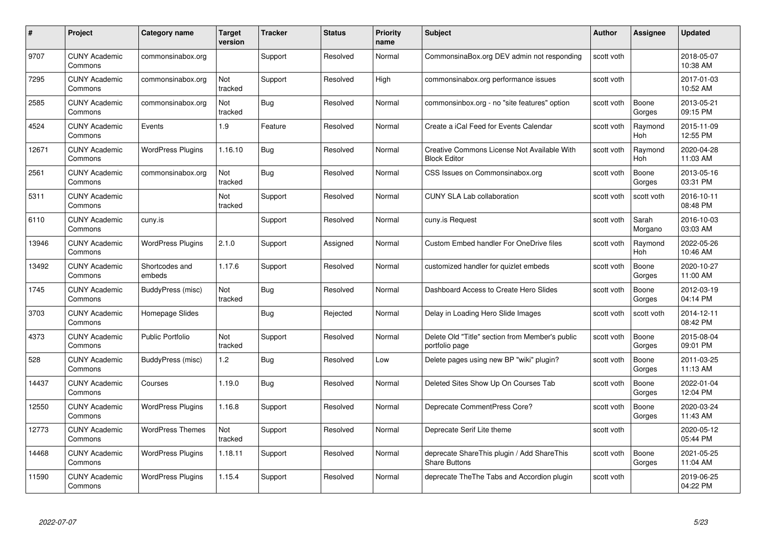| # | Project | Category name | Target version | Tracker | Status | Priority name | Subject | Author | Assignee | Updated |
|---|---|---|---|---|---|---|---|---|---|---|
| 9707 | CUNY Academic Commons | commonsinabox.org | | Support | Resolved | Normal | CommonsinaBox.org DEV admin not responding | scott voth | | 2018-05-07 10:38 AM |
| 7295 | CUNY Academic Commons | commonsinabox.org | Not tracked | Support | Resolved | High | commonsinabox.org performance issues | scott voth | | 2017-01-03 10:52 AM |
| 2585 | CUNY Academic Commons | commonsinabox.org | Not tracked | Bug | Resolved | Normal | commonsinbox.org - no "site features" option | scott voth | Boone Gorges | 2013-05-21 09:15 PM |
| 4524 | CUNY Academic Commons | Events | 1.9 | Feature | Resolved | Normal | Create a iCal Feed for Events Calendar | scott voth | Raymond Hoh | 2015-11-09 12:55 PM |
| 12671 | CUNY Academic Commons | WordPress Plugins | 1.16.10 | Bug | Resolved | Normal | Creative Commons License Not Available With Block Editor | scott voth | Raymond Hoh | 2020-04-28 11:03 AM |
| 2561 | CUNY Academic Commons | commonsinabox.org | Not tracked | Bug | Resolved | Normal | CSS Issues on Commonsinabox.org | scott voth | Boone Gorges | 2013-05-16 03:31 PM |
| 5311 | CUNY Academic Commons | | Not tracked | Support | Resolved | Normal | CUNY SLA Lab collaboration | scott voth | scott voth | 2016-10-11 08:48 PM |
| 6110 | CUNY Academic Commons | cuny.is | | Support | Resolved | Normal | cuny.is Request | scott voth | Sarah Morgano | 2016-10-03 03:03 AM |
| 13946 | CUNY Academic Commons | WordPress Plugins | 2.1.0 | Support | Assigned | Normal | Custom Embed handler For OneDrive files | scott voth | Raymond Hoh | 2022-05-26 10:46 AM |
| 13492 | CUNY Academic Commons | Shortcodes and embeds | 1.17.6 | Support | Resolved | Normal | customized handler for quizlet embeds | scott voth | Boone Gorges | 2020-10-27 11:00 AM |
| 1745 | CUNY Academic Commons | BuddyPress (misc) | Not tracked | Bug | Resolved | Normal | Dashboard Access to Create Hero Slides | scott voth | Boone Gorges | 2012-03-19 04:14 PM |
| 3703 | CUNY Academic Commons | Homepage Slides | | Bug | Rejected | Normal | Delay in Loading Hero Slide Images | scott voth | scott voth | 2014-12-11 08:42 PM |
| 4373 | CUNY Academic Commons | Public Portfolio | Not tracked | Support | Resolved | Normal | Delete Old "Title" section from Member's public portfolio page | scott voth | Boone Gorges | 2015-08-04 09:01 PM |
| 528 | CUNY Academic Commons | BuddyPress (misc) | 1.2 | Bug | Resolved | Low | Delete pages using new BP "wiki" plugin? | scott voth | Boone Gorges | 2011-03-25 11:13 AM |
| 14437 | CUNY Academic Commons | Courses | 1.19.0 | Bug | Resolved | Normal | Deleted Sites Show Up On Courses Tab | scott voth | Boone Gorges | 2022-01-04 12:04 PM |
| 12550 | CUNY Academic Commons | WordPress Plugins | 1.16.8 | Support | Resolved | Normal | Deprecate CommentPress Core? | scott voth | Boone Gorges | 2020-03-24 11:43 AM |
| 12773 | CUNY Academic Commons | WordPress Themes | Not tracked | Support | Resolved | Normal | Deprecate Serif Lite theme | scott voth | | 2020-05-12 05:44 PM |
| 14468 | CUNY Academic Commons | WordPress Plugins | 1.18.11 | Support | Resolved | Normal | deprecate ShareThis plugin / Add ShareThis Share Buttons | scott voth | Boone Gorges | 2021-05-25 11:04 AM |
| 11590 | CUNY Academic Commons | WordPress Plugins | 1.15.4 | Support | Resolved | Normal | deprecate TheThe Tabs and Accordion plugin | scott voth | | 2019-06-25 04:22 PM |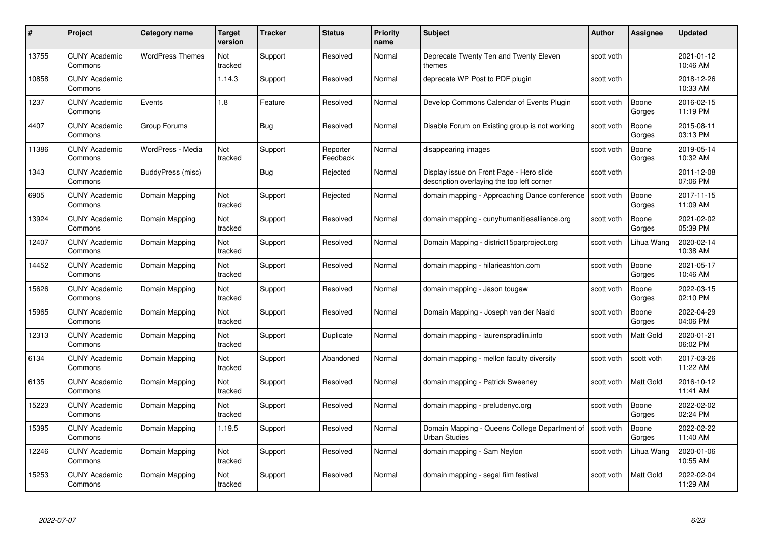| # | Project | Category name | Target version | Tracker | Status | Priority name | Subject | Author | Assignee | Updated |
|---|---|---|---|---|---|---|---|---|---|---|
| 13755 | CUNY Academic Commons | WordPress Themes | Not tracked | Support | Resolved | Normal | Deprecate Twenty Ten and Twenty Eleven themes | scott voth | | 2021-01-12 10:46 AM |
| 10858 | CUNY Academic Commons | | 1.14.3 | Support | Resolved | Normal | deprecate WP Post to PDF plugin | scott voth | | 2018-12-26 10:33 AM |
| 1237 | CUNY Academic Commons | Events | 1.8 | Feature | Resolved | Normal | Develop Commons Calendar of Events Plugin | scott voth | Boone Gorges | 2016-02-15 11:19 PM |
| 4407 | CUNY Academic Commons | Group Forums | | Bug | Resolved | Normal | Disable Forum on Existing group is not working | scott voth | Boone Gorges | 2015-08-11 03:13 PM |
| 11386 | CUNY Academic Commons | WordPress - Media | Not tracked | Support | Reporter Feedback | Normal | disappearing images | scott voth | Boone Gorges | 2019-05-14 10:32 AM |
| 1343 | CUNY Academic Commons | BuddyPress (misc) | | Bug | Rejected | Normal | Display issue on Front Page - Hero slide description overlaying the top left corner | scott voth | | 2011-12-08 07:06 PM |
| 6905 | CUNY Academic Commons | Domain Mapping | Not tracked | Support | Rejected | Normal | domain mapping - Approaching Dance conference | scott voth | Boone Gorges | 2017-11-15 11:09 AM |
| 13924 | CUNY Academic Commons | Domain Mapping | Not tracked | Support | Resolved | Normal | domain mapping - cunyhumanitiesalliance.org | scott voth | Boone Gorges | 2021-02-02 05:39 PM |
| 12407 | CUNY Academic Commons | Domain Mapping | Not tracked | Support | Resolved | Normal | Domain Mapping - district15parproject.org | scott voth | Lihua Wang | 2020-02-14 10:38 AM |
| 14452 | CUNY Academic Commons | Domain Mapping | Not tracked | Support | Resolved | Normal | domain mapping - hilarieashton.com | scott voth | Boone Gorges | 2021-05-17 10:46 AM |
| 15626 | CUNY Academic Commons | Domain Mapping | Not tracked | Support | Resolved | Normal | domain mapping - Jason tougaw | scott voth | Boone Gorges | 2022-03-15 02:10 PM |
| 15965 | CUNY Academic Commons | Domain Mapping | Not tracked | Support | Resolved | Normal | Domain Mapping - Joseph van der Naald | scott voth | Boone Gorges | 2022-04-29 04:06 PM |
| 12313 | CUNY Academic Commons | Domain Mapping | Not tracked | Support | Duplicate | Normal | domain mapping - laurenspradlin.info | scott voth | Matt Gold | 2020-01-21 06:02 PM |
| 6134 | CUNY Academic Commons | Domain Mapping | Not tracked | Support | Abandoned | Normal | domain mapping - mellon faculty diversity | scott voth | scott voth | 2017-03-26 11:22 AM |
| 6135 | CUNY Academic Commons | Domain Mapping | Not tracked | Support | Resolved | Normal | domain mapping - Patrick Sweeney | scott voth | Matt Gold | 2016-10-12 11:41 AM |
| 15223 | CUNY Academic Commons | Domain Mapping | Not tracked | Support | Resolved | Normal | domain mapping - preludenyc.org | scott voth | Boone Gorges | 2022-02-02 02:24 PM |
| 15395 | CUNY Academic Commons | Domain Mapping | 1.19.5 | Support | Resolved | Normal | Domain Mapping - Queens College Department of Urban Studies | scott voth | Boone Gorges | 2022-02-22 11:40 AM |
| 12246 | CUNY Academic Commons | Domain Mapping | Not tracked | Support | Resolved | Normal | domain mapping - Sam Neylon | scott voth | Lihua Wang | 2020-01-06 10:55 AM |
| 15253 | CUNY Academic Commons | Domain Mapping | Not tracked | Support | Resolved | Normal | domain mapping - segal film festival | scott voth | Matt Gold | 2022-02-04 11:29 AM |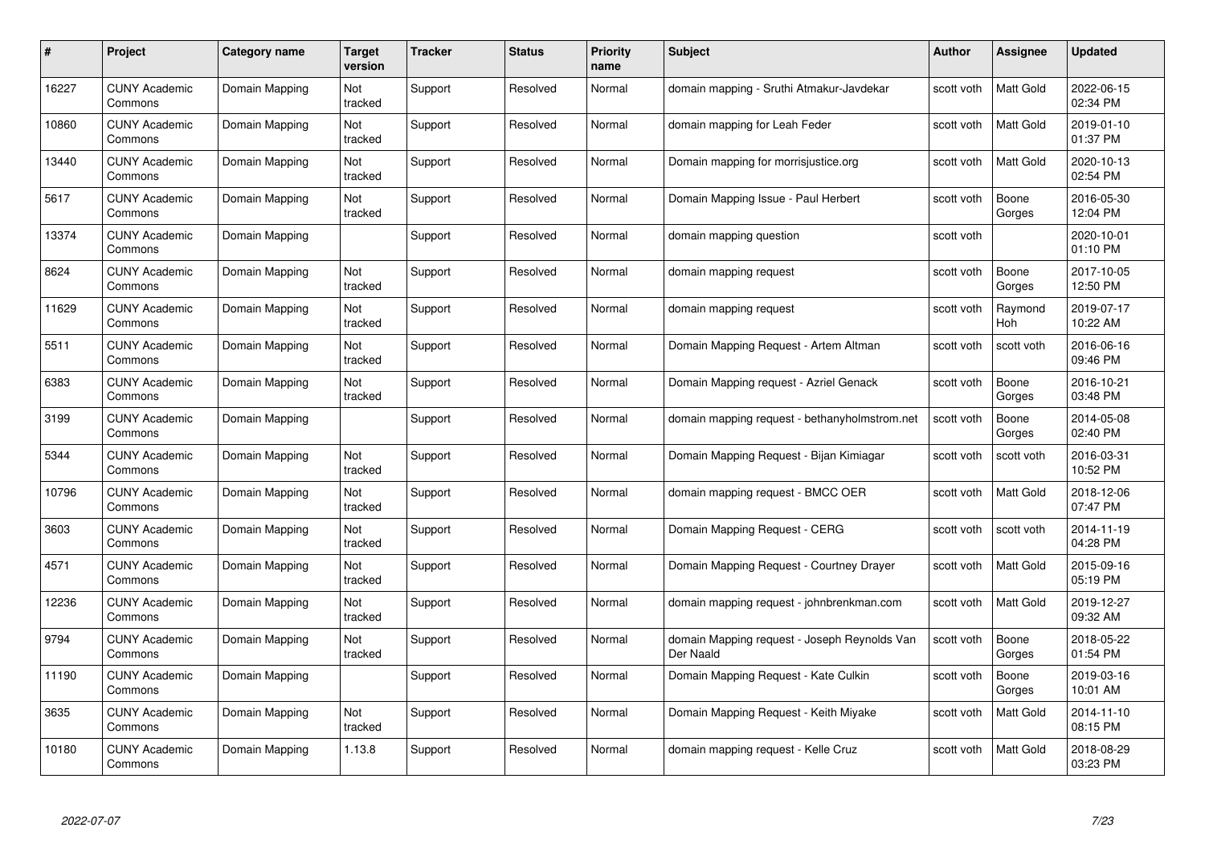| # | Project | Category name | Target version | Tracker | Status | Priority name | Subject | Author | Assignee | Updated |
|---|---|---|---|---|---|---|---|---|---|---|
| 16227 | CUNY Academic Commons | Domain Mapping | Not tracked | Support | Resolved | Normal | domain mapping - Sruthi Atmakur-Javdekar | scott voth | Matt Gold | 2022-06-15 02:34 PM |
| 10860 | CUNY Academic Commons | Domain Mapping | Not tracked | Support | Resolved | Normal | domain mapping for Leah Feder | scott voth | Matt Gold | 2019-01-10 01:37 PM |
| 13440 | CUNY Academic Commons | Domain Mapping | Not tracked | Support | Resolved | Normal | Domain mapping for morrisjustice.org | scott voth | Matt Gold | 2020-10-13 02:54 PM |
| 5617 | CUNY Academic Commons | Domain Mapping | Not tracked | Support | Resolved | Normal | Domain Mapping Issue - Paul Herbert | scott voth | Boone Gorges | 2016-05-30 12:04 PM |
| 13374 | CUNY Academic Commons | Domain Mapping | | Support | Resolved | Normal | domain mapping question | scott voth | | 2020-10-01 01:10 PM |
| 8624 | CUNY Academic Commons | Domain Mapping | Not tracked | Support | Resolved | Normal | domain mapping request | scott voth | Boone Gorges | 2017-10-05 12:50 PM |
| 11629 | CUNY Academic Commons | Domain Mapping | Not tracked | Support | Resolved | Normal | domain mapping request | scott voth | Raymond Hoh | 2019-07-17 10:22 AM |
| 5511 | CUNY Academic Commons | Domain Mapping | Not tracked | Support | Resolved | Normal | Domain Mapping Request - Artem Altman | scott voth | scott voth | 2016-06-16 09:46 PM |
| 6383 | CUNY Academic Commons | Domain Mapping | Not tracked | Support | Resolved | Normal | Domain Mapping request - Azriel Genack | scott voth | Boone Gorges | 2016-10-21 03:48 PM |
| 3199 | CUNY Academic Commons | Domain Mapping | | Support | Resolved | Normal | domain mapping request - bethanyholmstrom.net | scott voth | Boone Gorges | 2014-05-08 02:40 PM |
| 5344 | CUNY Academic Commons | Domain Mapping | Not tracked | Support | Resolved | Normal | Domain Mapping Request - Bijan Kimiagar | scott voth | scott voth | 2016-03-31 10:52 PM |
| 10796 | CUNY Academic Commons | Domain Mapping | Not tracked | Support | Resolved | Normal | domain mapping request - BMCC OER | scott voth | Matt Gold | 2018-12-06 07:47 PM |
| 3603 | CUNY Academic Commons | Domain Mapping | Not tracked | Support | Resolved | Normal | Domain Mapping Request - CERG | scott voth | scott voth | 2014-11-19 04:28 PM |
| 4571 | CUNY Academic Commons | Domain Mapping | Not tracked | Support | Resolved | Normal | Domain Mapping Request - Courtney Drayer | scott voth | Matt Gold | 2015-09-16 05:19 PM |
| 12236 | CUNY Academic Commons | Domain Mapping | Not tracked | Support | Resolved | Normal | domain mapping request - johnbrenkman.com | scott voth | Matt Gold | 2019-12-27 09:32 AM |
| 9794 | CUNY Academic Commons | Domain Mapping | Not tracked | Support | Resolved | Normal | domain Mapping request - Joseph Reynolds Van Der Naald | scott voth | Boone Gorges | 2018-05-22 01:54 PM |
| 11190 | CUNY Academic Commons | Domain Mapping | | Support | Resolved | Normal | Domain Mapping Request - Kate Culkin | scott voth | Boone Gorges | 2019-03-16 10:01 AM |
| 3635 | CUNY Academic Commons | Domain Mapping | Not tracked | Support | Resolved | Normal | Domain Mapping Request - Keith Miyake | scott voth | Matt Gold | 2014-11-10 08:15 PM |
| 10180 | CUNY Academic Commons | Domain Mapping | 1.13.8 | Support | Resolved | Normal | domain mapping request - Kelle Cruz | scott voth | Matt Gold | 2018-08-29 03:23 PM |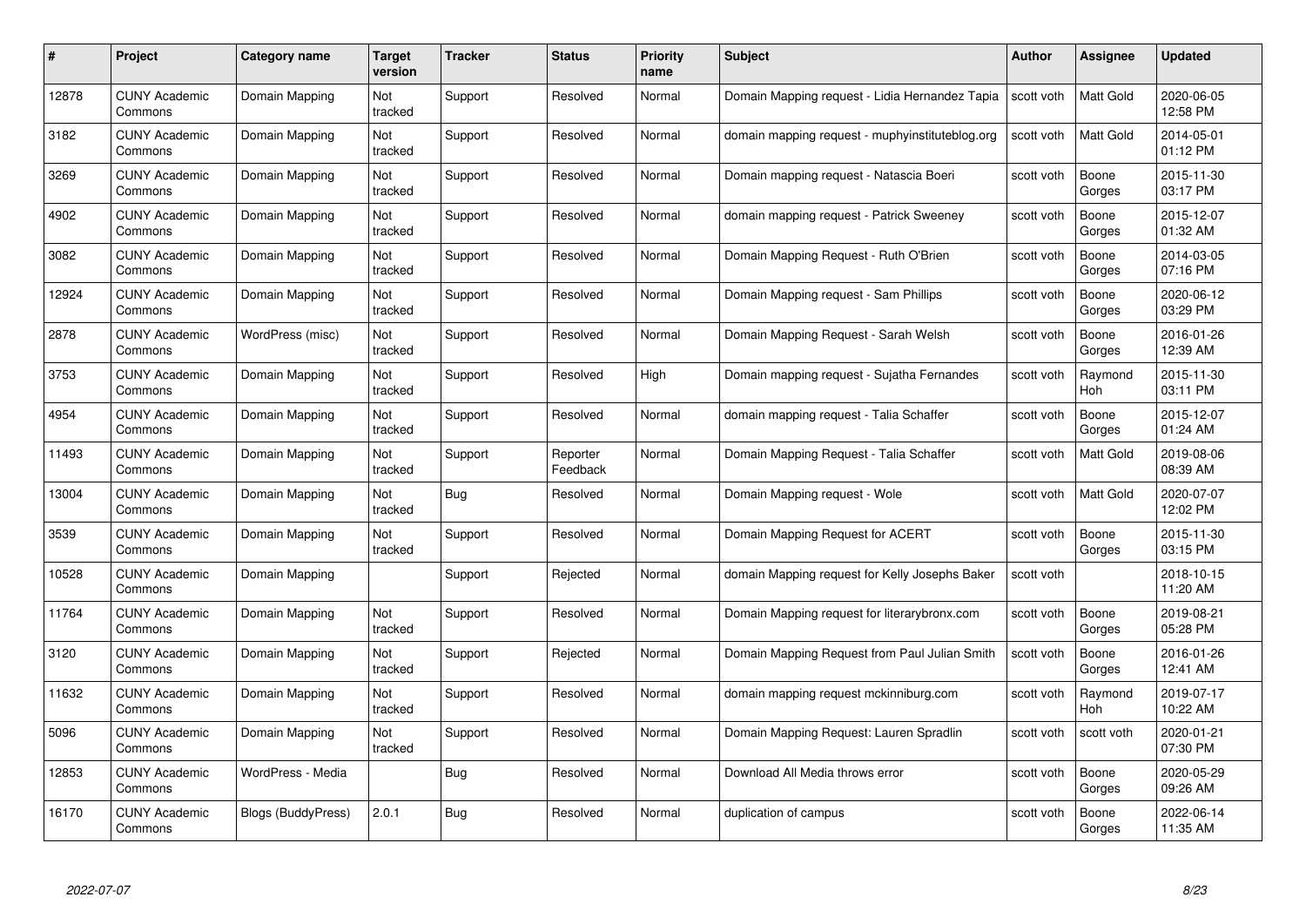| # | Project | Category name | Target version | Tracker | Status | Priority name | Subject | Author | Assignee | Updated |
|---|---|---|---|---|---|---|---|---|---|---|
| 12878 | CUNY Academic Commons | Domain Mapping | Not tracked | Support | Resolved | Normal | Domain Mapping request - Lidia Hernandez Tapia | scott voth | Matt Gold | 2020-06-05 12:58 PM |
| 3182 | CUNY Academic Commons | Domain Mapping | Not tracked | Support | Resolved | Normal | domain mapping request - muphyinstituteblog.org | scott voth | Matt Gold | 2014-05-01 01:12 PM |
| 3269 | CUNY Academic Commons | Domain Mapping | Not tracked | Support | Resolved | Normal | Domain mapping request - Natascia Boeri | scott voth | Boone Gorges | 2015-11-30 03:17 PM |
| 4902 | CUNY Academic Commons | Domain Mapping | Not tracked | Support | Resolved | Normal | domain mapping request - Patrick Sweeney | scott voth | Boone Gorges | 2015-12-07 01:32 AM |
| 3082 | CUNY Academic Commons | Domain Mapping | Not tracked | Support | Resolved | Normal | Domain Mapping Request - Ruth O'Brien | scott voth | Boone Gorges | 2014-03-05 07:16 PM |
| 12924 | CUNY Academic Commons | Domain Mapping | Not tracked | Support | Resolved | Normal | Domain Mapping request - Sam Phillips | scott voth | Boone Gorges | 2020-06-12 03:29 PM |
| 2878 | CUNY Academic Commons | WordPress (misc) | Not tracked | Support | Resolved | Normal | Domain Mapping Request - Sarah Welsh | scott voth | Boone Gorges | 2016-01-26 12:39 AM |
| 3753 | CUNY Academic Commons | Domain Mapping | Not tracked | Support | Resolved | High | Domain mapping request - Sujatha Fernandes | scott voth | Raymond Hoh | 2015-11-30 03:11 PM |
| 4954 | CUNY Academic Commons | Domain Mapping | Not tracked | Support | Resolved | Normal | domain mapping request - Talia Schaffer | scott voth | Boone Gorges | 2015-12-07 01:24 AM |
| 11493 | CUNY Academic Commons | Domain Mapping | Not tracked | Support | Reporter Feedback | Normal | Domain Mapping Request - Talia Schaffer | scott voth | Matt Gold | 2019-08-06 08:39 AM |
| 13004 | CUNY Academic Commons | Domain Mapping | Not tracked | Bug | Resolved | Normal | Domain Mapping request - Wole | scott voth | Matt Gold | 2020-07-07 12:02 PM |
| 3539 | CUNY Academic Commons | Domain Mapping | Not tracked | Support | Resolved | Normal | Domain Mapping Request for ACERT | scott voth | Boone Gorges | 2015-11-30 03:15 PM |
| 10528 | CUNY Academic Commons | Domain Mapping | | Support | Rejected | Normal | domain Mapping request for Kelly Josephs Baker | scott voth | | 2018-10-15 11:20 AM |
| 11764 | CUNY Academic Commons | Domain Mapping | Not tracked | Support | Resolved | Normal | Domain Mapping request for literarybronx.com | scott voth | Boone Gorges | 2019-08-21 05:28 PM |
| 3120 | CUNY Academic Commons | Domain Mapping | Not tracked | Support | Rejected | Normal | Domain Mapping Request from Paul Julian Smith | scott voth | Boone Gorges | 2016-01-26 12:41 AM |
| 11632 | CUNY Academic Commons | Domain Mapping | Not tracked | Support | Resolved | Normal | domain mapping request mckinniburg.com | scott voth | Raymond Hoh | 2019-07-17 10:22 AM |
| 5096 | CUNY Academic Commons | Domain Mapping | Not tracked | Support | Resolved | Normal | Domain Mapping Request: Lauren Spradlin | scott voth | scott voth | 2020-01-21 07:30 PM |
| 12853 | CUNY Academic Commons | WordPress - Media | | Bug | Resolved | Normal | Download All Media throws error | scott voth | Boone Gorges | 2020-05-29 09:26 AM |
| 16170 | CUNY Academic Commons | Blogs (BuddyPress) | 2.0.1 | Bug | Resolved | Normal | duplication of campus | scott voth | Boone Gorges | 2022-06-14 11:35 AM |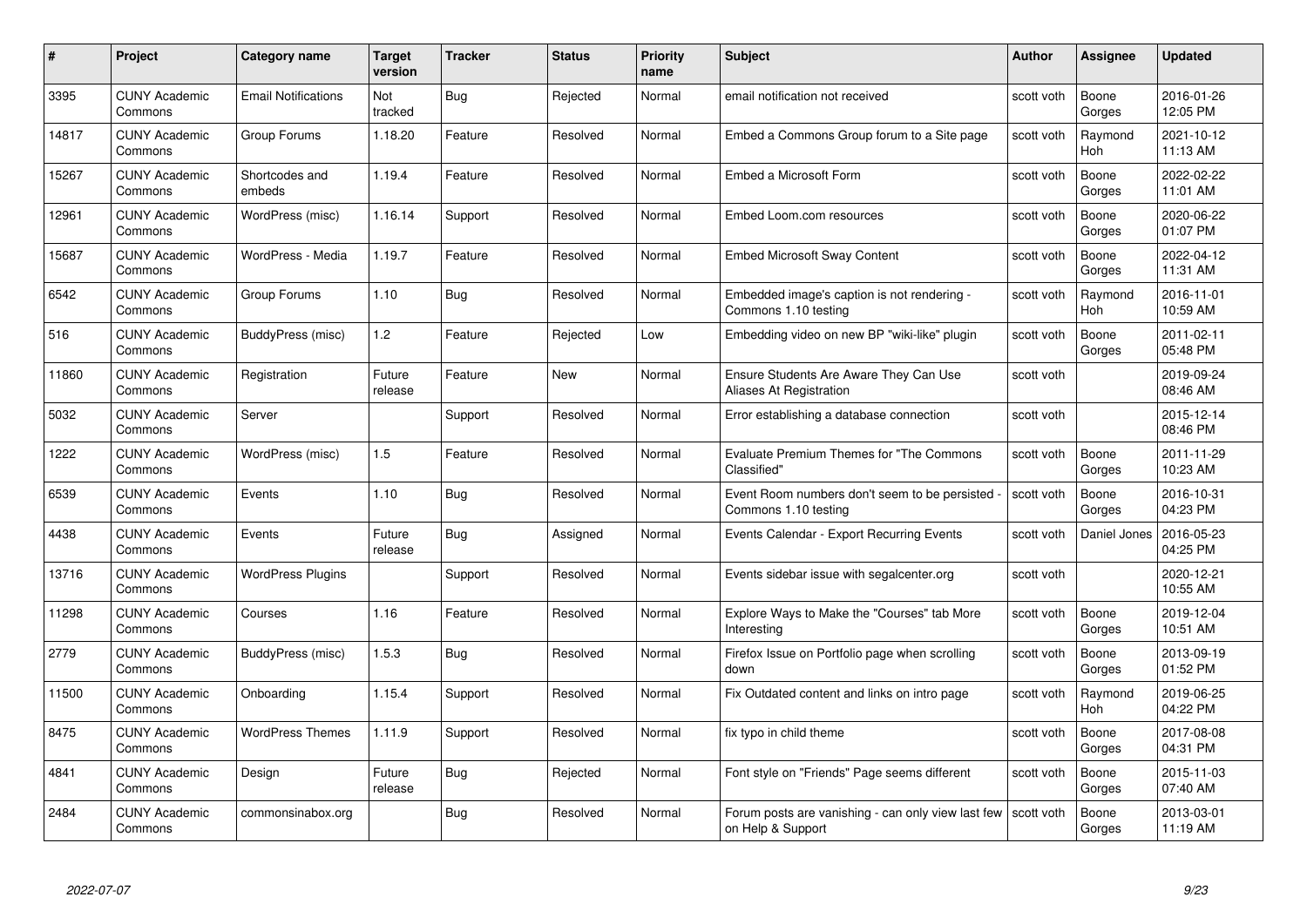| # | Project | Category name | Target version | Tracker | Status | Priority name | Subject | Author | Assignee | Updated |
|---|---|---|---|---|---|---|---|---|---|---|
| 3395 | CUNY Academic Commons | Email Notifications | Not tracked | Bug | Rejected | Normal | email notification not received | scott voth | Boone Gorges | 2016-01-26 12:05 PM |
| 14817 | CUNY Academic Commons | Group Forums | 1.18.20 | Feature | Resolved | Normal | Embed a Commons Group forum to a Site page | scott voth | Raymond Hoh | 2021-10-12 11:13 AM |
| 15267 | CUNY Academic Commons | Shortcodes and embeds | 1.19.4 | Feature | Resolved | Normal | Embed a Microsoft Form | scott voth | Boone Gorges | 2022-02-22 11:01 AM |
| 12961 | CUNY Academic Commons | WordPress (misc) | 1.16.14 | Support | Resolved | Normal | Embed Loom.com resources | scott voth | Boone Gorges | 2020-06-22 01:07 PM |
| 15687 | CUNY Academic Commons | WordPress - Media | 1.19.7 | Feature | Resolved | Normal | Embed Microsoft Sway Content | scott voth | Boone Gorges | 2022-04-12 11:31 AM |
| 6542 | CUNY Academic Commons | Group Forums | 1.10 | Bug | Resolved | Normal | Embedded image's caption is not rendering - Commons 1.10 testing | scott voth | Raymond Hoh | 2016-11-01 10:59 AM |
| 516 | CUNY Academic Commons | BuddyPress (misc) | 1.2 | Feature | Rejected | Low | Embedding video on new BP "wiki-like" plugin | scott voth | Boone Gorges | 2011-02-11 05:48 PM |
| 11860 | CUNY Academic Commons | Registration | Future release | Feature | New | Normal | Ensure Students Are Aware They Can Use Aliases At Registration | scott voth | | 2019-09-24 08:46 AM |
| 5032 | CUNY Academic Commons | Server | | Support | Resolved | Normal | Error establishing a database connection | scott voth | | 2015-12-14 08:46 PM |
| 1222 | CUNY Academic Commons | WordPress (misc) | 1.5 | Feature | Resolved | Normal | Evaluate Premium Themes for "The Commons Classified" | scott voth | Boone Gorges | 2011-11-29 10:23 AM |
| 6539 | CUNY Academic Commons | Events | 1.10 | Bug | Resolved | Normal | Event Room numbers don't seem to be persisted - Commons 1.10 testing | scott voth | Boone Gorges | 2016-10-31 04:23 PM |
| 4438 | CUNY Academic Commons | Events | Future release | Bug | Assigned | Normal | Events Calendar - Export Recurring Events | scott voth | Daniel Jones | 2016-05-23 04:25 PM |
| 13716 | CUNY Academic Commons | WordPress Plugins | | Support | Resolved | Normal | Events sidebar issue with segalcenter.org | scott voth | | 2020-12-21 10:55 AM |
| 11298 | CUNY Academic Commons | Courses | 1.16 | Feature | Resolved | Normal | Explore Ways to Make the "Courses" tab More Interesting | scott voth | Boone Gorges | 2019-12-04 10:51 AM |
| 2779 | CUNY Academic Commons | BuddyPress (misc) | 1.5.3 | Bug | Resolved | Normal | Firefox Issue on Portfolio page when scrolling down | scott voth | Boone Gorges | 2013-09-19 01:52 PM |
| 11500 | CUNY Academic Commons | Onboarding | 1.15.4 | Support | Resolved | Normal | Fix Outdated content and links on intro page | scott voth | Raymond Hoh | 2019-06-25 04:22 PM |
| 8475 | CUNY Academic Commons | WordPress Themes | 1.11.9 | Support | Resolved | Normal | fix typo in child theme | scott voth | Boone Gorges | 2017-08-08 04:31 PM |
| 4841 | CUNY Academic Commons | Design | Future release | Bug | Rejected | Normal | Font style on "Friends" Page seems different | scott voth | Boone Gorges | 2015-11-03 07:40 AM |
| 2484 | CUNY Academic Commons | commonsinabox.org | | Bug | Resolved | Normal | Forum posts are vanishing - can only view last few on Help & Support | scott voth | Boone Gorges | 2013-03-01 11:19 AM |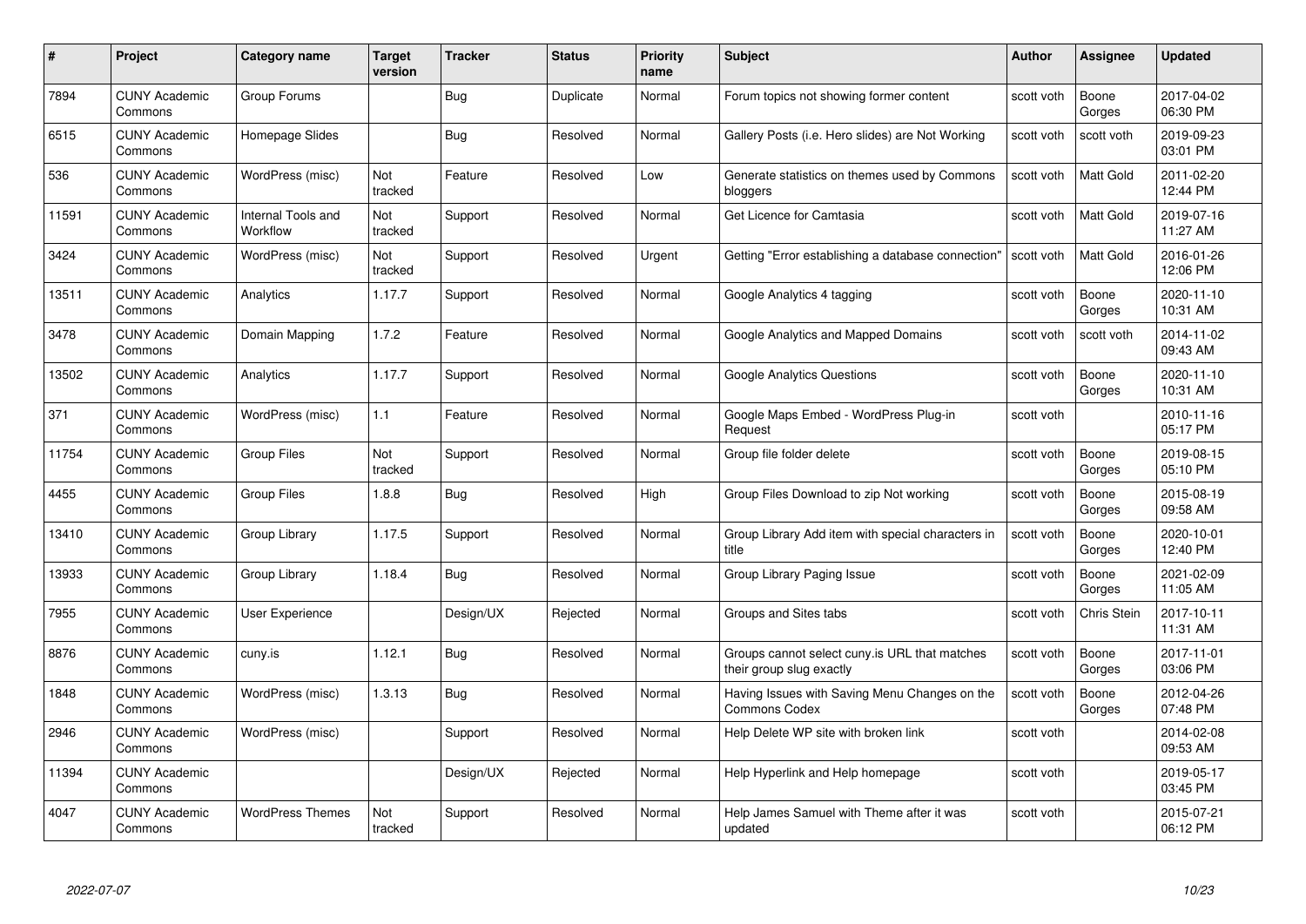| # | Project | Category name | Target version | Tracker | Status | Priority name | Subject | Author | Assignee | Updated |
|---|---|---|---|---|---|---|---|---|---|---|
| 7894 | CUNY Academic Commons | Group Forums | | Bug | Duplicate | Normal | Forum topics not showing former content | scott voth | Boone Gorges | 2017-04-02 06:30 PM |
| 6515 | CUNY Academic Commons | Homepage Slides | | Bug | Resolved | Normal | Gallery Posts (i.e. Hero slides) are Not Working | scott voth | scott voth | 2019-09-23 03:01 PM |
| 536 | CUNY Academic Commons | WordPress (misc) | Not tracked | Feature | Resolved | Low | Generate statistics on themes used by Commons bloggers | scott voth | Matt Gold | 2011-02-20 12:44 PM |
| 11591 | CUNY Academic Commons | Internal Tools and Workflow | Not tracked | Support | Resolved | Normal | Get Licence for Camtasia | scott voth | Matt Gold | 2019-07-16 11:27 AM |
| 3424 | CUNY Academic Commons | WordPress (misc) | Not tracked | Support | Resolved | Urgent | Getting "Error establishing a database connection" | scott voth | Matt Gold | 2016-01-26 12:06 PM |
| 13511 | CUNY Academic Commons | Analytics | 1.17.7 | Support | Resolved | Normal | Google Analytics 4 tagging | scott voth | Boone Gorges | 2020-11-10 10:31 AM |
| 3478 | CUNY Academic Commons | Domain Mapping | 1.7.2 | Feature | Resolved | Normal | Google Analytics and Mapped Domains | scott voth | scott voth | 2014-11-02 09:43 AM |
| 13502 | CUNY Academic Commons | Analytics | 1.17.7 | Support | Resolved | Normal | Google Analytics Questions | scott voth | Boone Gorges | 2020-11-10 10:31 AM |
| 371 | CUNY Academic Commons | WordPress (misc) | 1.1 | Feature | Resolved | Normal | Google Maps Embed - WordPress Plug-in Request | scott voth | | 2010-11-16 05:17 PM |
| 11754 | CUNY Academic Commons | Group Files | Not tracked | Support | Resolved | Normal | Group file folder delete | scott voth | Boone Gorges | 2019-08-15 05:10 PM |
| 4455 | CUNY Academic Commons | Group Files | 1.8.8 | Bug | Resolved | High | Group Files Download to zip Not working | scott voth | Boone Gorges | 2015-08-19 09:58 AM |
| 13410 | CUNY Academic Commons | Group Library | 1.17.5 | Support | Resolved | Normal | Group Library Add item with special characters in title | scott voth | Boone Gorges | 2020-10-01 12:40 PM |
| 13933 | CUNY Academic Commons | Group Library | 1.18.4 | Bug | Resolved | Normal | Group Library Paging Issue | scott voth | Boone Gorges | 2021-02-09 11:05 AM |
| 7955 | CUNY Academic Commons | User Experience | | Design/UX | Rejected | Normal | Groups and Sites tabs | scott voth | Chris Stein | 2017-10-11 11:31 AM |
| 8876 | CUNY Academic Commons | cuny.is | 1.12.1 | Bug | Resolved | Normal | Groups cannot select cuny.is URL that matches their group slug exactly | scott voth | Boone Gorges | 2017-11-01 03:06 PM |
| 1848 | CUNY Academic Commons | WordPress (misc) | 1.3.13 | Bug | Resolved | Normal | Having Issues with Saving Menu Changes on the Commons Codex | scott voth | Boone Gorges | 2012-04-26 07:48 PM |
| 2946 | CUNY Academic Commons | WordPress (misc) | | Support | Resolved | Normal | Help Delete WP site with broken link | scott voth | | 2014-02-08 09:53 AM |
| 11394 | CUNY Academic Commons | | | Design/UX | Rejected | Normal | Help Hyperlink and Help homepage | scott voth | | 2019-05-17 03:45 PM |
| 4047 | CUNY Academic Commons | WordPress Themes | Not tracked | Support | Resolved | Normal | Help James Samuel with Theme after it was updated | scott voth | | 2015-07-21 06:12 PM |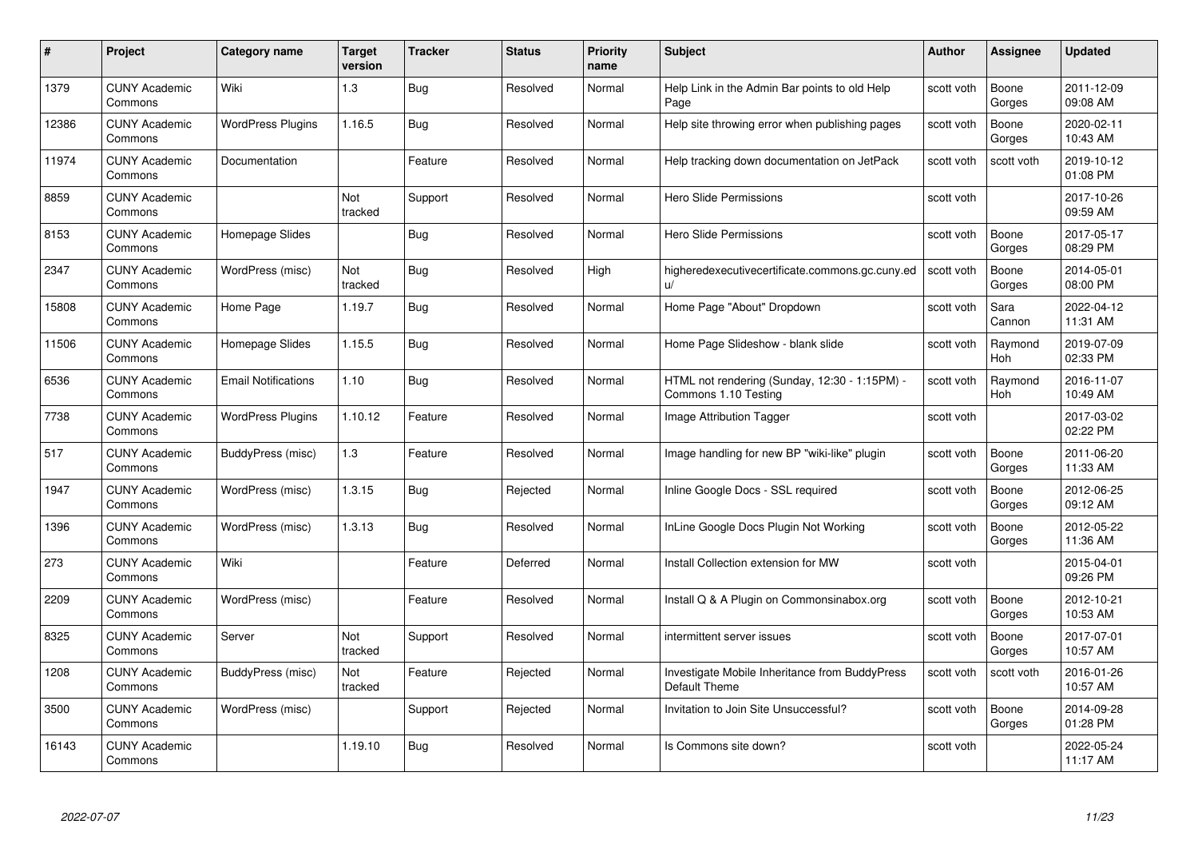| # | Project | Category name | Target version | Tracker | Status | Priority name | Subject | Author | Assignee | Updated |
|---|---|---|---|---|---|---|---|---|---|---|
| 1379 | CUNY Academic Commons | Wiki | 1.3 | Bug | Resolved | Normal | Help Link in the Admin Bar points to old Help Page | scott voth | Boone Gorges | 2011-12-09 09:08 AM |
| 12386 | CUNY Academic Commons | WordPress Plugins | 1.16.5 | Bug | Resolved | Normal | Help site throwing error when publishing pages | scott voth | Boone Gorges | 2020-02-11 10:43 AM |
| 11974 | CUNY Academic Commons | Documentation | | Feature | Resolved | Normal | Help tracking down documentation on JetPack | scott voth | scott voth | 2019-10-12 01:08 PM |
| 8859 | CUNY Academic Commons | | Not tracked | Support | Resolved | Normal | Hero Slide Permissions | scott voth | | 2017-10-26 09:59 AM |
| 8153 | CUNY Academic Commons | Homepage Slides | | Bug | Resolved | Normal | Hero Slide Permissions | scott voth | Boone Gorges | 2017-05-17 08:29 PM |
| 2347 | CUNY Academic Commons | WordPress (misc) | Not tracked | Bug | Resolved | High | higheredexecutivecertificate.commons.gc.cuny.edu/ | scott voth | Boone Gorges | 2014-05-01 08:00 PM |
| 15808 | CUNY Academic Commons | Home Page | 1.19.7 | Bug | Resolved | Normal | Home Page "About" Dropdown | scott voth | Sara Cannon | 2022-04-12 11:31 AM |
| 11506 | CUNY Academic Commons | Homepage Slides | 1.15.5 | Bug | Resolved | Normal | Home Page Slideshow - blank slide | scott voth | Raymond Hoh | 2019-07-09 02:33 PM |
| 6536 | CUNY Academic Commons | Email Notifications | 1.10 | Bug | Resolved | Normal | HTML not rendering (Sunday, 12:30 - 1:15PM) - Commons 1.10 Testing | scott voth | Raymond Hoh | 2016-11-07 10:49 AM |
| 7738 | CUNY Academic Commons | WordPress Plugins | 1.10.12 | Feature | Resolved | Normal | Image Attribution Tagger | scott voth | | 2017-03-02 02:22 PM |
| 517 | CUNY Academic Commons | BuddyPress (misc) | 1.3 | Feature | Resolved | Normal | Image handling for new BP "wiki-like" plugin | scott voth | Boone Gorges | 2011-06-20 11:33 AM |
| 1947 | CUNY Academic Commons | WordPress (misc) | 1.3.15 | Bug | Rejected | Normal | Inline Google Docs - SSL required | scott voth | Boone Gorges | 2012-06-25 09:12 AM |
| 1396 | CUNY Academic Commons | WordPress (misc) | 1.3.13 | Bug | Resolved | Normal | InLine Google Docs Plugin Not Working | scott voth | Boone Gorges | 2012-05-22 11:36 AM |
| 273 | CUNY Academic Commons | Wiki | | Feature | Deferred | Normal | Install Collection extension for MW | scott voth | | 2015-04-01 09:26 PM |
| 2209 | CUNY Academic Commons | WordPress (misc) | | Feature | Resolved | Normal | Install Q & A Plugin on Commonsinabox.org | scott voth | Boone Gorges | 2012-10-21 10:53 AM |
| 8325 | CUNY Academic Commons | Server | Not tracked | Support | Resolved | Normal | intermittent server issues | scott voth | Boone Gorges | 2017-07-01 10:57 AM |
| 1208 | CUNY Academic Commons | BuddyPress (misc) | Not tracked | Feature | Rejected | Normal | Investigate Mobile Inheritance from BuddyPress Default Theme | scott voth | scott voth | 2016-01-26 10:57 AM |
| 3500 | CUNY Academic Commons | WordPress (misc) | | Support | Rejected | Normal | Invitation to Join Site Unsuccessful? | scott voth | Boone Gorges | 2014-09-28 01:28 PM |
| 16143 | CUNY Academic Commons | | 1.19.10 | Bug | Resolved | Normal | Is Commons site down? | scott voth | | 2022-05-24 11:17 AM |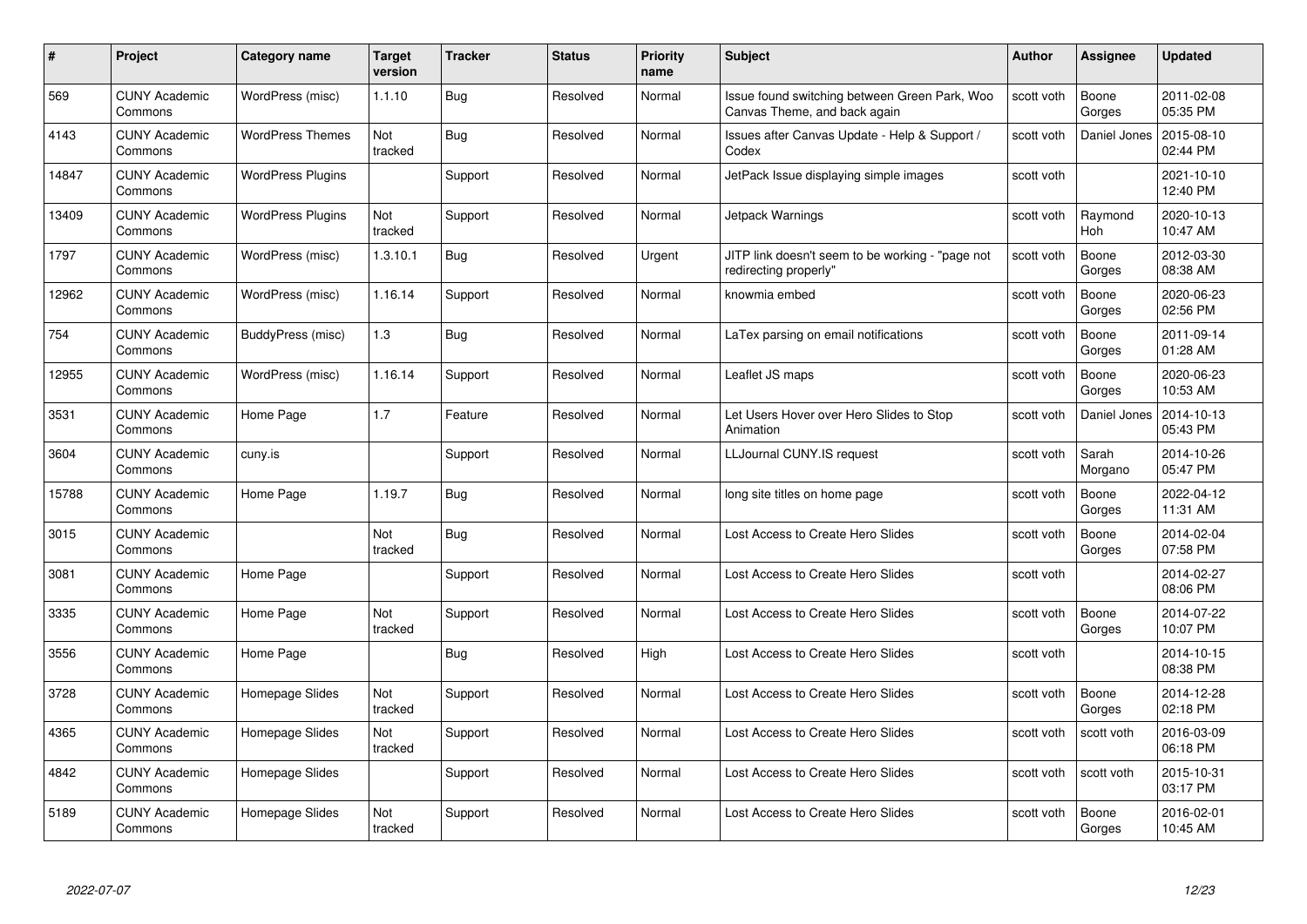| # | Project | Category name | Target version | Tracker | Status | Priority name | Subject | Author | Assignee | Updated |
|---|---|---|---|---|---|---|---|---|---|---|
| 569 | CUNY Academic Commons | WordPress (misc) | 1.1.10 | Bug | Resolved | Normal | Issue found switching between Green Park, Woo Canvas Theme, and back again | scott voth | Boone Gorges | 2011-02-08 05:35 PM |
| 4143 | CUNY Academic Commons | WordPress Themes | Not tracked | Bug | Resolved | Normal | Issues after Canvas Update - Help & Support / Codex | scott voth | Daniel Jones | 2015-08-10 02:44 PM |
| 14847 | CUNY Academic Commons | WordPress Plugins | | Support | Resolved | Normal | JetPack Issue displaying simple images | scott voth | | 2021-10-10 12:40 PM |
| 13409 | CUNY Academic Commons | WordPress Plugins | Not tracked | Support | Resolved | Normal | Jetpack Warnings | scott voth | Raymond Hoh | 2020-10-13 10:47 AM |
| 1797 | CUNY Academic Commons | WordPress (misc) | 1.3.10.1 | Bug | Resolved | Urgent | JITP link doesn't seem to be working - "page not redirecting properly" | scott voth | Boone Gorges | 2012-03-30 08:38 AM |
| 12962 | CUNY Academic Commons | WordPress (misc) | 1.16.14 | Support | Resolved | Normal | knowmia embed | scott voth | Boone Gorges | 2020-06-23 02:56 PM |
| 754 | CUNY Academic Commons | BuddyPress (misc) | 1.3 | Bug | Resolved | Normal | LaTex parsing on email notifications | scott voth | Boone Gorges | 2011-09-14 01:28 AM |
| 12955 | CUNY Academic Commons | WordPress (misc) | 1.16.14 | Support | Resolved | Normal | Leaflet JS maps | scott voth | Boone Gorges | 2020-06-23 10:53 AM |
| 3531 | CUNY Academic Commons | Home Page | 1.7 | Feature | Resolved | Normal | Let Users Hover over Hero Slides to Stop Animation | scott voth | Daniel Jones | 2014-10-13 05:43 PM |
| 3604 | CUNY Academic Commons | cuny.is | | Support | Resolved | Normal | LLJournal CUNY.IS request | scott voth | Sarah Morgano | 2014-10-26 05:47 PM |
| 15788 | CUNY Academic Commons | Home Page | 1.19.7 | Bug | Resolved | Normal | long site titles on home page | scott voth | Boone Gorges | 2022-04-12 11:31 AM |
| 3015 | CUNY Academic Commons | | Not tracked | Bug | Resolved | Normal | Lost Access to Create Hero Slides | scott voth | Boone Gorges | 2014-02-04 07:58 PM |
| 3081 | CUNY Academic Commons | Home Page | | Support | Resolved | Normal | Lost Access to Create Hero Slides | scott voth | | 2014-02-27 08:06 PM |
| 3335 | CUNY Academic Commons | Home Page | Not tracked | Support | Resolved | Normal | Lost Access to Create Hero Slides | scott voth | Boone Gorges | 2014-07-22 10:07 PM |
| 3556 | CUNY Academic Commons | Home Page | | Bug | Resolved | High | Lost Access to Create Hero Slides | scott voth | | 2014-10-15 08:38 PM |
| 3728 | CUNY Academic Commons | Homepage Slides | Not tracked | Support | Resolved | Normal | Lost Access to Create Hero Slides | scott voth | Boone Gorges | 2014-12-28 02:18 PM |
| 4365 | CUNY Academic Commons | Homepage Slides | Not tracked | Support | Resolved | Normal | Lost Access to Create Hero Slides | scott voth | scott voth | 2016-03-09 06:18 PM |
| 4842 | CUNY Academic Commons | Homepage Slides | | Support | Resolved | Normal | Lost Access to Create Hero Slides | scott voth | scott voth | 2015-10-31 03:17 PM |
| 5189 | CUNY Academic Commons | Homepage Slides | Not tracked | Support | Resolved | Normal | Lost Access to Create Hero Slides | scott voth | Boone Gorges | 2016-02-01 10:45 AM |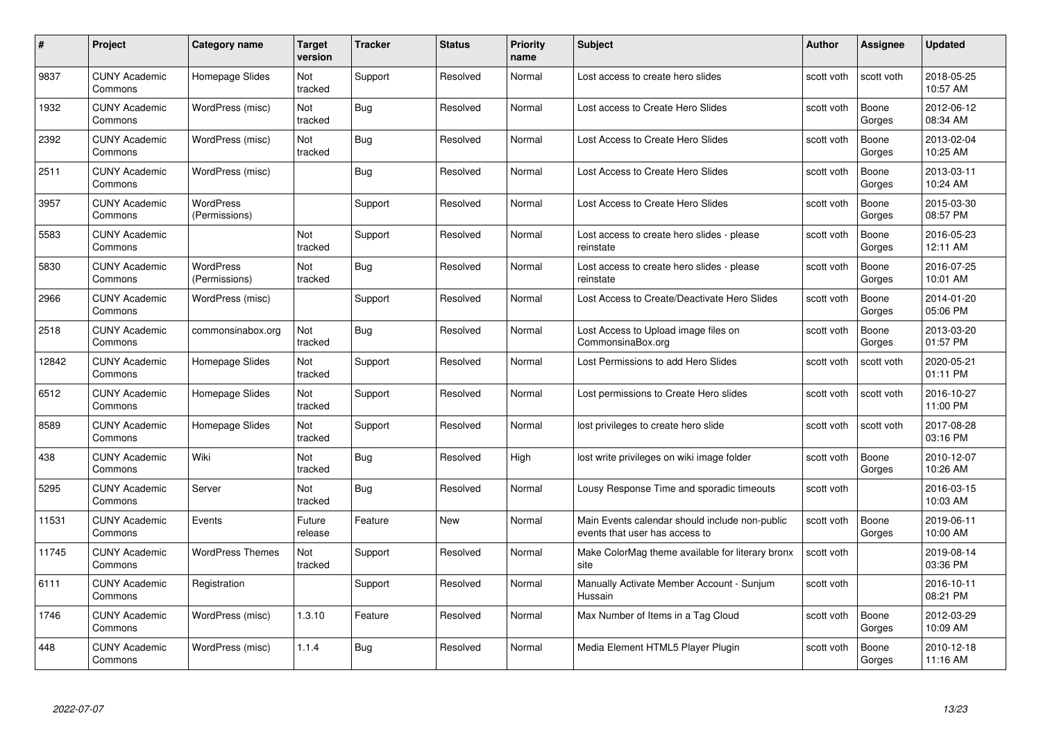| # | Project | Category name | Target version | Tracker | Status | Priority name | Subject | Author | Assignee | Updated |
|---|---|---|---|---|---|---|---|---|---|---|
| 9837 | CUNY Academic Commons | Homepage Slides | Not tracked | Support | Resolved | Normal | Lost access to create hero slides | scott voth | scott voth | 2018-05-25 10:57 AM |
| 1932 | CUNY Academic Commons | WordPress (misc) | Not tracked | Bug | Resolved | Normal | Lost access to Create Hero Slides | scott voth | Boone Gorges | 2012-06-12 08:34 AM |
| 2392 | CUNY Academic Commons | WordPress (misc) | Not tracked | Bug | Resolved | Normal | Lost Access to Create Hero Slides | scott voth | Boone Gorges | 2013-02-04 10:25 AM |
| 2511 | CUNY Academic Commons | WordPress (misc) | | Bug | Resolved | Normal | Lost Access to Create Hero Slides | scott voth | Boone Gorges | 2013-03-11 10:24 AM |
| 3957 | CUNY Academic Commons | WordPress (Permissions) | | Support | Resolved | Normal | Lost Access to Create Hero Slides | scott voth | Boone Gorges | 2015-03-30 08:57 PM |
| 5583 | CUNY Academic Commons | | Not tracked | Support | Resolved | Normal | Lost access to create hero slides - please reinstate | scott voth | Boone Gorges | 2016-05-23 12:11 AM |
| 5830 | CUNY Academic Commons | WordPress (Permissions) | Not tracked | Bug | Resolved | Normal | Lost access to create hero slides - please reinstate | scott voth | Boone Gorges | 2016-07-25 10:01 AM |
| 2966 | CUNY Academic Commons | WordPress (misc) | | Support | Resolved | Normal | Lost Access to Create/Deactivate Hero Slides | scott voth | Boone Gorges | 2014-01-20 05:06 PM |
| 2518 | CUNY Academic Commons | commonsinabox.org | Not tracked | Bug | Resolved | Normal | Lost Access to Upload image files on CommonsinaBox.org | scott voth | Boone Gorges | 2013-03-20 01:57 PM |
| 12842 | CUNY Academic Commons | Homepage Slides | Not tracked | Support | Resolved | Normal | Lost Permissions to add Hero Slides | scott voth | scott voth | 2020-05-21 01:11 PM |
| 6512 | CUNY Academic Commons | Homepage Slides | Not tracked | Support | Resolved | Normal | Lost permissions to Create Hero slides | scott voth | scott voth | 2016-10-27 11:00 PM |
| 8589 | CUNY Academic Commons | Homepage Slides | Not tracked | Support | Resolved | Normal | lost privileges to create hero slide | scott voth | scott voth | 2017-08-28 03:16 PM |
| 438 | CUNY Academic Commons | Wiki | Not tracked | Bug | Resolved | High | lost write privileges on wiki image folder | scott voth | Boone Gorges | 2010-12-07 10:26 AM |
| 5295 | CUNY Academic Commons | Server | Not tracked | Bug | Resolved | Normal | Lousy Response Time and sporadic timeouts | scott voth | | 2016-03-15 10:03 AM |
| 11531 | CUNY Academic Commons | Events | Future release | Feature | New | Normal | Main Events calendar should include non-public events that user has access to | scott voth | Boone Gorges | 2019-06-11 10:00 AM |
| 11745 | CUNY Academic Commons | WordPress Themes | Not tracked | Support | Resolved | Normal | Make ColorMag theme available for literary bronx site | scott voth | | 2019-08-14 03:36 PM |
| 6111 | CUNY Academic Commons | Registration | | Support | Resolved | Normal | Manually Activate Member Account - Sunjum Hussain | scott voth | | 2016-10-11 08:21 PM |
| 1746 | CUNY Academic Commons | WordPress (misc) | 1.3.10 | Feature | Resolved | Normal | Max Number of Items in a Tag Cloud | scott voth | Boone Gorges | 2012-03-29 10:09 AM |
| 448 | CUNY Academic Commons | WordPress (misc) | 1.1.4 | Bug | Resolved | Normal | Media Element HTML5 Player Plugin | scott voth | Boone Gorges | 2010-12-18 11:16 AM |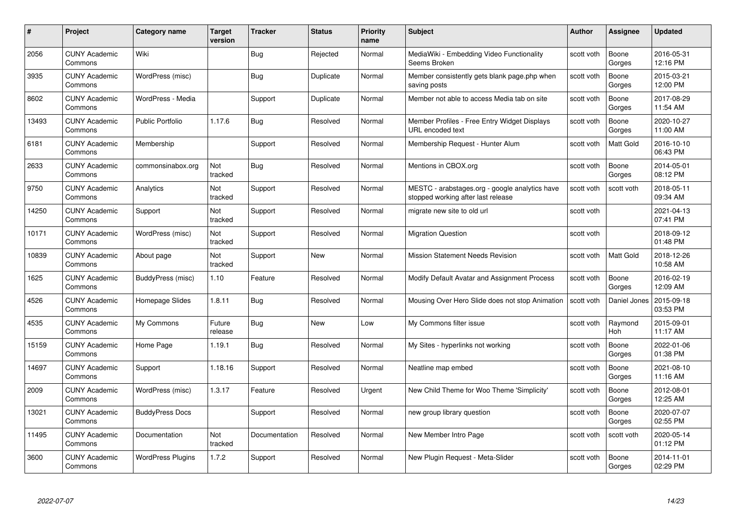| # | Project | Category name | Target version | Tracker | Status | Priority name | Subject | Author | Assignee | Updated |
|---|---|---|---|---|---|---|---|---|---|---|
| 2056 | CUNY Academic Commons | Wiki | | Bug | Rejected | Normal | MediaWiki - Embedding Video Functionality Seems Broken | scott voth | Boone Gorges | 2016-05-31 12:16 PM |
| 3935 | CUNY Academic Commons | WordPress (misc) | | Bug | Duplicate | Normal | Member consistently gets blank page.php when saving posts | scott voth | Boone Gorges | 2015-03-21 12:00 PM |
| 8602 | CUNY Academic Commons | WordPress - Media | | Support | Duplicate | Normal | Member not able to access Media tab on site | scott voth | Boone Gorges | 2017-08-29 11:54 AM |
| 13493 | CUNY Academic Commons | Public Portfolio | 1.17.6 | Bug | Resolved | Normal | Member Profiles - Free Entry Widget Displays URL encoded text | scott voth | Boone Gorges | 2020-10-27 11:00 AM |
| 6181 | CUNY Academic Commons | Membership | | Support | Resolved | Normal | Membership Request - Hunter Alum | scott voth | Matt Gold | 2016-10-10 06:43 PM |
| 2633 | CUNY Academic Commons | commonsinabox.org | Not tracked | Bug | Resolved | Normal | Mentions in CBOX.org | scott voth | Boone Gorges | 2014-05-01 08:12 PM |
| 9750 | CUNY Academic Commons | Analytics | Not tracked | Support | Resolved | Normal | MESTC - arabstages.org - google analytics have stopped working after last release | scott voth | scott voth | 2018-05-11 09:34 AM |
| 14250 | CUNY Academic Commons | Support | Not tracked | Support | Resolved | Normal | migrate new site to old url | scott voth | | 2021-04-13 07:41 PM |
| 10171 | CUNY Academic Commons | WordPress (misc) | Not tracked | Support | Resolved | Normal | Migration Question | scott voth | | 2018-09-12 01:48 PM |
| 10839 | CUNY Academic Commons | About page | Not tracked | Support | New | Normal | Mission Statement Needs Revision | scott voth | Matt Gold | 2018-12-26 10:58 AM |
| 1625 | CUNY Academic Commons | BuddyPress (misc) | 1.10 | Feature | Resolved | Normal | Modify Default Avatar and Assignment Process | scott voth | Boone Gorges | 2016-02-19 12:09 AM |
| 4526 | CUNY Academic Commons | Homepage Slides | 1.8.11 | Bug | Resolved | Normal | Mousing Over Hero Slide does not stop Animation | scott voth | Daniel Jones | 2015-09-18 03:53 PM |
| 4535 | CUNY Academic Commons | My Commons | Future release | Bug | New | Low | My Commons filter issue | scott voth | Raymond Hoh | 2015-09-01 11:17 AM |
| 15159 | CUNY Academic Commons | Home Page | 1.19.1 | Bug | Resolved | Normal | My Sites - hyperlinks not working | scott voth | Boone Gorges | 2022-01-06 01:38 PM |
| 14697 | CUNY Academic Commons | Support | 1.18.16 | Support | Resolved | Normal | Neatline map embed | scott voth | Boone Gorges | 2021-08-10 11:16 AM |
| 2009 | CUNY Academic Commons | WordPress (misc) | 1.3.17 | Feature | Resolved | Urgent | New Child Theme for Woo Theme 'Simplicity' | scott voth | Boone Gorges | 2012-08-01 12:25 AM |
| 13021 | CUNY Academic Commons | BuddyPress Docs | | Support | Resolved | Normal | new group library question | scott voth | Boone Gorges | 2020-07-07 02:55 PM |
| 11495 | CUNY Academic Commons | Documentation | Not tracked | Documentation | Resolved | Normal | New Member Intro Page | scott voth | scott voth | 2020-05-14 01:12 PM |
| 3600 | CUNY Academic Commons | WordPress Plugins | 1.7.2 | Support | Resolved | Normal | New Plugin Request - Meta-Slider | scott voth | Boone Gorges | 2014-11-01 02:29 PM |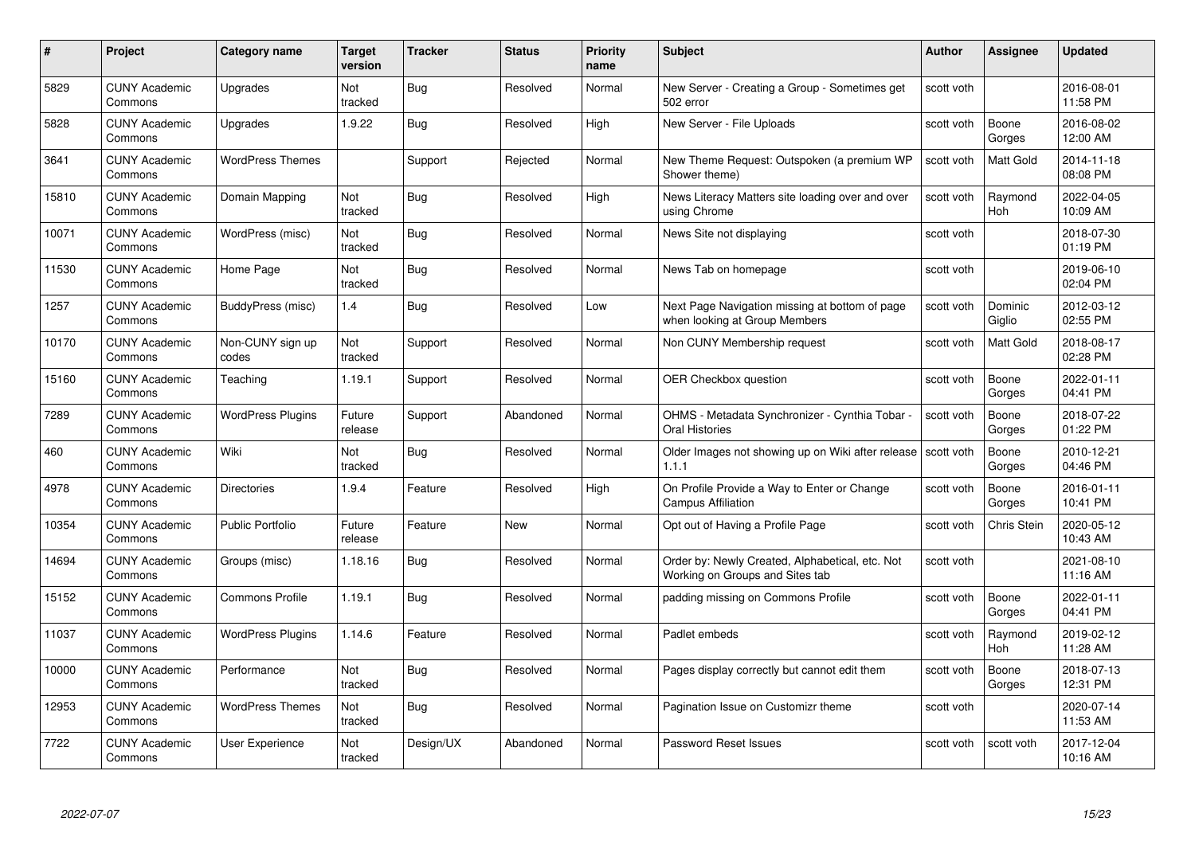| # | Project | Category name | Target version | Tracker | Status | Priority name | Subject | Author | Assignee | Updated |
|---|---|---|---|---|---|---|---|---|---|---|
| 5829 | CUNY Academic Commons | Upgrades | Not tracked | Bug | Resolved | Normal | New Server - Creating a Group - Sometimes get 502 error | scott voth | | 2016-08-01 11:58 PM |
| 5828 | CUNY Academic Commons | Upgrades | 1.9.22 | Bug | Resolved | High | New Server - File Uploads | scott voth | Boone Gorges | 2016-08-02 12:00 AM |
| 3641 | CUNY Academic Commons | WordPress Themes | | Support | Rejected | Normal | New Theme Request: Outspoken (a premium WP Shower theme) | scott voth | Matt Gold | 2014-11-18 08:08 PM |
| 15810 | CUNY Academic Commons | Domain Mapping | Not tracked | Bug | Resolved | High | News Literacy Matters site loading over and over using Chrome | scott voth | Raymond Hoh | 2022-04-05 10:09 AM |
| 10071 | CUNY Academic Commons | WordPress (misc) | Not tracked | Bug | Resolved | Normal | News Site not displaying | scott voth | | 2018-07-30 01:19 PM |
| 11530 | CUNY Academic Commons | Home Page | Not tracked | Bug | Resolved | Normal | News Tab on homepage | scott voth | | 2019-06-10 02:04 PM |
| 1257 | CUNY Academic Commons | BuddyPress (misc) | 1.4 | Bug | Resolved | Low | Next Page Navigation missing at bottom of page when looking at Group Members | scott voth | Dominic Giglio | 2012-03-12 02:55 PM |
| 10170 | CUNY Academic Commons | Non-CUNY sign up codes | Not tracked | Support | Resolved | Normal | Non CUNY Membership request | scott voth | Matt Gold | 2018-08-17 02:28 PM |
| 15160 | CUNY Academic Commons | Teaching | 1.19.1 | Support | Resolved | Normal | OER Checkbox question | scott voth | Boone Gorges | 2022-01-11 04:41 PM |
| 7289 | CUNY Academic Commons | WordPress Plugins | Future release | Support | Abandoned | Normal | OHMS - Metadata Synchronizer - Cynthia Tobar - Oral Histories | scott voth | Boone Gorges | 2018-07-22 01:22 PM |
| 460 | CUNY Academic Commons | Wiki | Not tracked | Bug | Resolved | Normal | Older Images not showing up on Wiki after release 1.1.1 | scott voth | Boone Gorges | 2010-12-21 04:46 PM |
| 4978 | CUNY Academic Commons | Directories | 1.9.4 | Feature | Resolved | High | On Profile Provide a Way to Enter or Change Campus Affiliation | scott voth | Boone Gorges | 2016-01-11 10:41 PM |
| 10354 | CUNY Academic Commons | Public Portfolio | Future release | Feature | New | Normal | Opt out of Having a Profile Page | scott voth | Chris Stein | 2020-05-12 10:43 AM |
| 14694 | CUNY Academic Commons | Groups (misc) | 1.18.16 | Bug | Resolved | Normal | Order by: Newly Created, Alphabetical, etc. Not Working on Groups and Sites tab | scott voth | | 2021-08-10 11:16 AM |
| 15152 | CUNY Academic Commons | Commons Profile | 1.19.1 | Bug | Resolved | Normal | padding missing on Commons Profile | scott voth | Boone Gorges | 2022-01-11 04:41 PM |
| 11037 | CUNY Academic Commons | WordPress Plugins | 1.14.6 | Feature | Resolved | Normal | Padlet embeds | scott voth | Raymond Hoh | 2019-02-12 11:28 AM |
| 10000 | CUNY Academic Commons | Performance | Not tracked | Bug | Resolved | Normal | Pages display correctly but cannot edit them | scott voth | Boone Gorges | 2018-07-13 12:31 PM |
| 12953 | CUNY Academic Commons | WordPress Themes | Not tracked | Bug | Resolved | Normal | Pagination Issue on Customizr theme | scott voth | | 2020-07-14 11:53 AM |
| 7722 | CUNY Academic Commons | User Experience | Not tracked | Design/UX | Abandoned | Normal | Password Reset Issues | scott voth | scott voth | 2017-12-04 10:16 AM |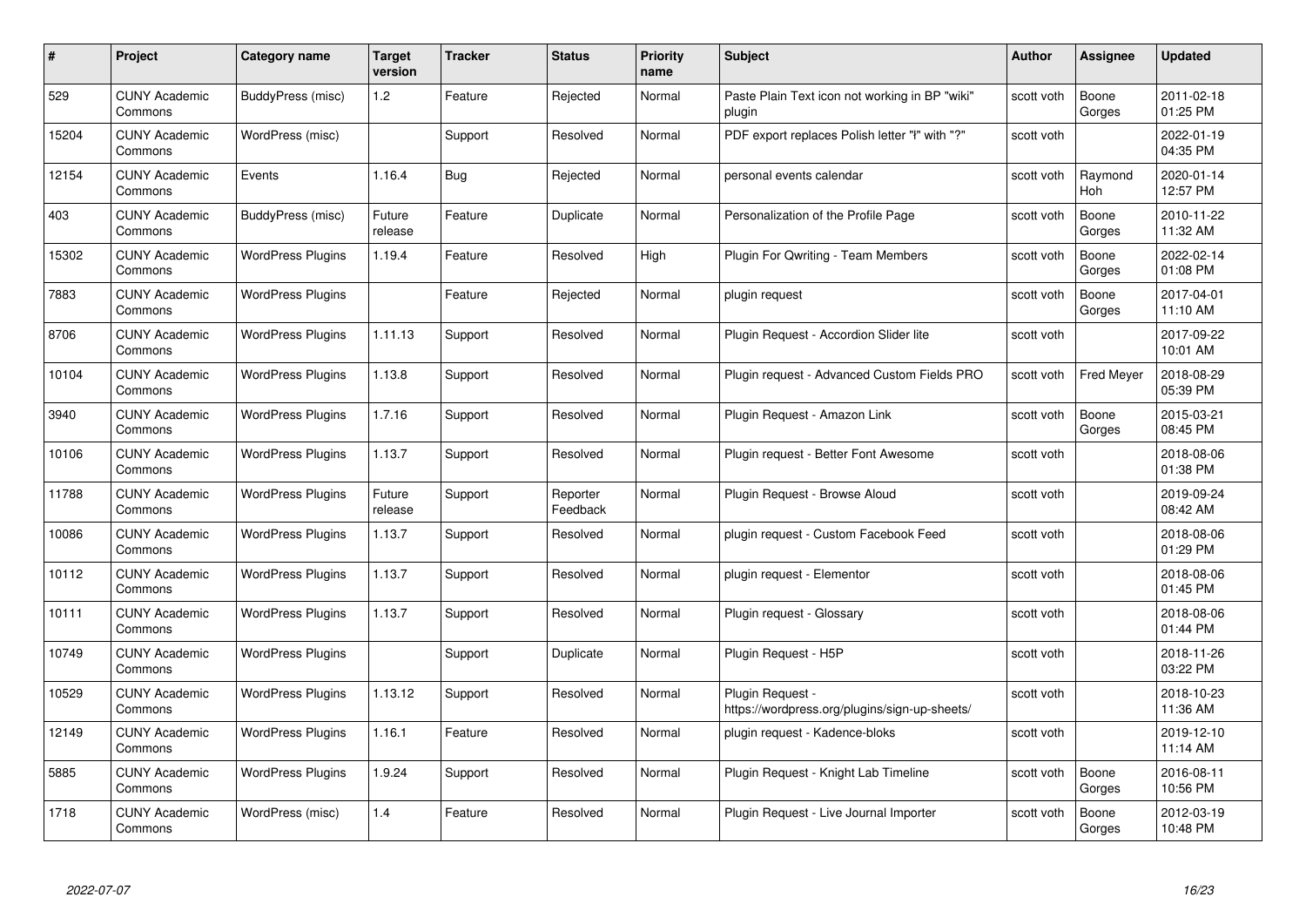| # | Project | Category name | Target version | Tracker | Status | Priority name | Subject | Author | Assignee | Updated |
|---|---|---|---|---|---|---|---|---|---|---|
| 529 | CUNY Academic Commons | BuddyPress (misc) | 1.2 | Feature | Rejected | Normal | Paste Plain Text icon not working in BP "wiki" plugin | scott voth | Boone Gorges | 2011-02-18 01:25 PM |
| 15204 | CUNY Academic Commons | WordPress (misc) | | Support | Resolved | Normal | PDF export replaces Polish letter "ł" with "?" | scott voth | | 2022-01-19 04:35 PM |
| 12154 | CUNY Academic Commons | Events | 1.16.4 | Bug | Rejected | Normal | personal events calendar | scott voth | Raymond Hoh | 2020-01-14 12:57 PM |
| 403 | CUNY Academic Commons | BuddyPress (misc) | Future release | Feature | Duplicate | Normal | Personalization of the Profile Page | scott voth | Boone Gorges | 2010-11-22 11:32 AM |
| 15302 | CUNY Academic Commons | WordPress Plugins | 1.19.4 | Feature | Resolved | High | Plugin For Qwriting - Team Members | scott voth | Boone Gorges | 2022-02-14 01:08 PM |
| 7883 | CUNY Academic Commons | WordPress Plugins | | Feature | Rejected | Normal | plugin request | scott voth | Boone Gorges | 2017-04-01 11:10 AM |
| 8706 | CUNY Academic Commons | WordPress Plugins | 1.11.13 | Support | Resolved | Normal | Plugin Request - Accordion Slider lite | scott voth | | 2017-09-22 10:01 AM |
| 10104 | CUNY Academic Commons | WordPress Plugins | 1.13.8 | Support | Resolved | Normal | Plugin request - Advanced Custom Fields PRO | scott voth | Fred Meyer | 2018-08-29 05:39 PM |
| 3940 | CUNY Academic Commons | WordPress Plugins | 1.7.16 | Support | Resolved | Normal | Plugin Request - Amazon Link | scott voth | Boone Gorges | 2015-03-21 08:45 PM |
| 10106 | CUNY Academic Commons | WordPress Plugins | 1.13.7 | Support | Resolved | Normal | Plugin request - Better Font Awesome | scott voth | | 2018-08-06 01:38 PM |
| 11788 | CUNY Academic Commons | WordPress Plugins | Future release | Support | Reporter Feedback | Normal | Plugin Request - Browse Aloud | scott voth | | 2019-09-24 08:42 AM |
| 10086 | CUNY Academic Commons | WordPress Plugins | 1.13.7 | Support | Resolved | Normal | plugin request - Custom Facebook Feed | scott voth | | 2018-08-06 01:29 PM |
| 10112 | CUNY Academic Commons | WordPress Plugins | 1.13.7 | Support | Resolved | Normal | plugin request - Elementor | scott voth | | 2018-08-06 01:45 PM |
| 10111 | CUNY Academic Commons | WordPress Plugins | 1.13.7 | Support | Resolved | Normal | Plugin request - Glossary | scott voth | | 2018-08-06 01:44 PM |
| 10749 | CUNY Academic Commons | WordPress Plugins | | Support | Duplicate | Normal | Plugin Request - H5P | scott voth | | 2018-11-26 03:22 PM |
| 10529 | CUNY Academic Commons | WordPress Plugins | 1.13.12 | Support | Resolved | Normal | Plugin Request - https://wordpress.org/plugins/sign-up-sheets/ | scott voth | | 2018-10-23 11:36 AM |
| 12149 | CUNY Academic Commons | WordPress Plugins | 1.16.1 | Feature | Resolved | Normal | plugin request - Kadence-bloks | scott voth | | 2019-12-10 11:14 AM |
| 5885 | CUNY Academic Commons | WordPress Plugins | 1.9.24 | Support | Resolved | Normal | Plugin Request - Knight Lab Timeline | scott voth | Boone Gorges | 2016-08-11 10:56 PM |
| 1718 | CUNY Academic Commons | WordPress (misc) | 1.4 | Feature | Resolved | Normal | Plugin Request - Live Journal Importer | scott voth | Boone Gorges | 2012-03-19 10:48 PM |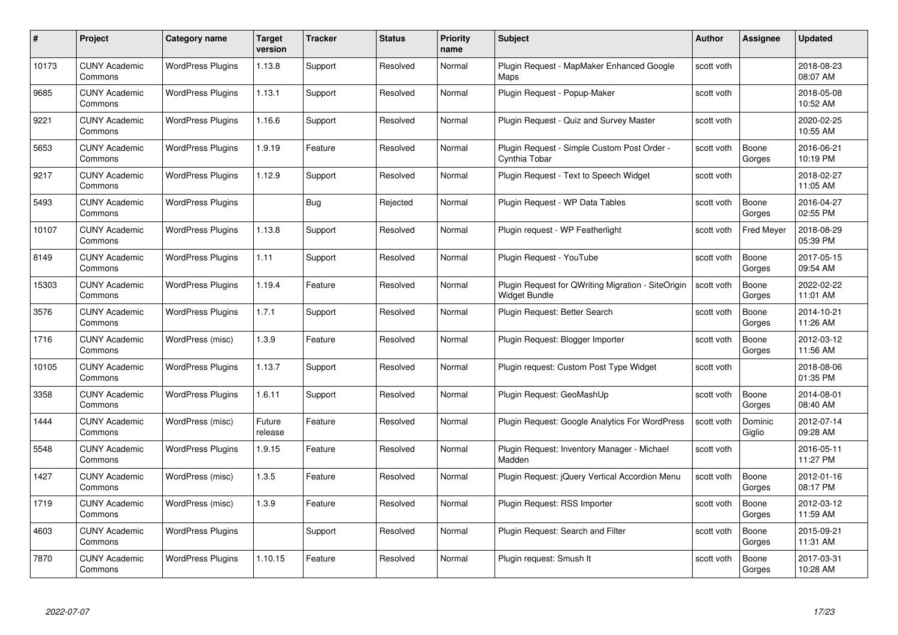| # | Project | Category name | Target version | Tracker | Status | Priority name | Subject | Author | Assignee | Updated |
|---|---|---|---|---|---|---|---|---|---|---|
| 10173 | CUNY Academic Commons | WordPress Plugins | 1.13.8 | Support | Resolved | Normal | Plugin Request - MapMaker Enhanced Google Maps | scott voth | | 2018-08-23 08:07 AM |
| 9685 | CUNY Academic Commons | WordPress Plugins | 1.13.1 | Support | Resolved | Normal | Plugin Request - Popup-Maker | scott voth | | 2018-05-08 10:52 AM |
| 9221 | CUNY Academic Commons | WordPress Plugins | 1.16.6 | Support | Resolved | Normal | Plugin Request - Quiz and Survey Master | scott voth | | 2020-02-25 10:55 AM |
| 5653 | CUNY Academic Commons | WordPress Plugins | 1.9.19 | Feature | Resolved | Normal | Plugin Request - Simple Custom Post Order - Cynthia Tobar | scott voth | Boone Gorges | 2016-06-21 10:19 PM |
| 9217 | CUNY Academic Commons | WordPress Plugins | 1.12.9 | Support | Resolved | Normal | Plugin Request - Text to Speech Widget | scott voth | | 2018-02-27 11:05 AM |
| 5493 | CUNY Academic Commons | WordPress Plugins | | Bug | Rejected | Normal | Plugin Request - WP Data Tables | scott voth | Boone Gorges | 2016-04-27 02:55 PM |
| 10107 | CUNY Academic Commons | WordPress Plugins | 1.13.8 | Support | Resolved | Normal | Plugin request - WP Featherlight | scott voth | Fred Meyer | 2018-08-29 05:39 PM |
| 8149 | CUNY Academic Commons | WordPress Plugins | 1.11 | Support | Resolved | Normal | Plugin Request - YouTube | scott voth | Boone Gorges | 2017-05-15 09:54 AM |
| 15303 | CUNY Academic Commons | WordPress Plugins | 1.19.4 | Feature | Resolved | Normal | Plugin Request for QWriting Migration - SiteOrigin Widget Bundle | scott voth | Boone Gorges | 2022-02-22 11:01 AM |
| 3576 | CUNY Academic Commons | WordPress Plugins | 1.7.1 | Support | Resolved | Normal | Plugin Request: Better Search | scott voth | Boone Gorges | 2014-10-21 11:26 AM |
| 1716 | CUNY Academic Commons | WordPress (misc) | 1.3.9 | Feature | Resolved | Normal | Plugin Request: Blogger Importer | scott voth | Boone Gorges | 2012-03-12 11:56 AM |
| 10105 | CUNY Academic Commons | WordPress Plugins | 1.13.7 | Support | Resolved | Normal | Plugin request: Custom Post Type Widget | scott voth | | 2018-08-06 01:35 PM |
| 3358 | CUNY Academic Commons | WordPress Plugins | 1.6.11 | Support | Resolved | Normal | Plugin Request: GeoMashUp | scott voth | Boone Gorges | 2014-08-01 08:40 AM |
| 1444 | CUNY Academic Commons | WordPress (misc) | Future release | Feature | Resolved | Normal | Plugin Request: Google Analytics For WordPress | scott voth | Dominic Giglio | 2012-07-14 09:28 AM |
| 5548 | CUNY Academic Commons | WordPress Plugins | 1.9.15 | Feature | Resolved | Normal | Plugin Request: Inventory Manager - Michael Madden | scott voth | | 2016-05-11 11:27 PM |
| 1427 | CUNY Academic Commons | WordPress (misc) | 1.3.5 | Feature | Resolved | Normal | Plugin Request: jQuery Vertical Accordion Menu | scott voth | Boone Gorges | 2012-01-16 08:17 PM |
| 1719 | CUNY Academic Commons | WordPress (misc) | 1.3.9 | Feature | Resolved | Normal | Plugin Request: RSS Importer | scott voth | Boone Gorges | 2012-03-12 11:59 AM |
| 4603 | CUNY Academic Commons | WordPress Plugins | | Support | Resolved | Normal | Plugin Request: Search and Filter | scott voth | Boone Gorges | 2015-09-21 11:31 AM |
| 7870 | CUNY Academic Commons | WordPress Plugins | 1.10.15 | Feature | Resolved | Normal | Plugin request: Smush It | scott voth | Boone Gorges | 2017-03-31 10:28 AM |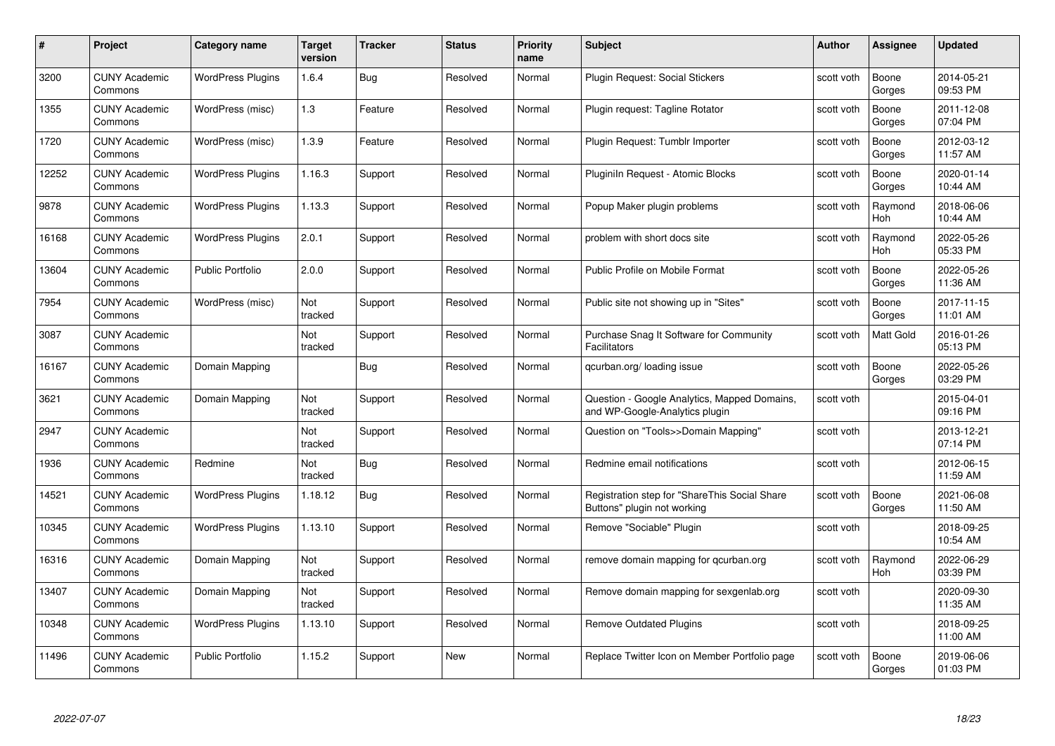| # | Project | Category name | Target version | Tracker | Status | Priority name | Subject | Author | Assignee | Updated |
|---|---|---|---|---|---|---|---|---|---|---|
| 3200 | CUNY Academic Commons | WordPress Plugins | 1.6.4 | Bug | Resolved | Normal | Plugin Request: Social Stickers | scott voth | Boone Gorges | 2014-05-21 09:53 PM |
| 1355 | CUNY Academic Commons | WordPress (misc) | 1.3 | Feature | Resolved | Normal | Plugin request: Tagline Rotator | scott voth | Boone Gorges | 2011-12-08 07:04 PM |
| 1720 | CUNY Academic Commons | WordPress (misc) | 1.3.9 | Feature | Resolved | Normal | Plugin Request: Tumblr Importer | scott voth | Boone Gorges | 2012-03-12 11:57 AM |
| 12252 | CUNY Academic Commons | WordPress Plugins | 1.16.3 | Support | Resolved | Normal | PluginIn Request - Atomic Blocks | scott voth | Boone Gorges | 2020-01-14 10:44 AM |
| 9878 | CUNY Academic Commons | WordPress Plugins | 1.13.3 | Support | Resolved | Normal | Popup Maker plugin problems | scott voth | Raymond Hoh | 2018-06-06 10:44 AM |
| 16168 | CUNY Academic Commons | WordPress Plugins | 2.0.1 | Support | Resolved | Normal | problem with short docs site | scott voth | Raymond Hoh | 2022-05-26 05:33 PM |
| 13604 | CUNY Academic Commons | Public Portfolio | 2.0.0 | Support | Resolved | Normal | Public Profile on Mobile Format | scott voth | Boone Gorges | 2022-05-26 11:36 AM |
| 7954 | CUNY Academic Commons | WordPress (misc) | Not tracked | Support | Resolved | Normal | Public site not showing up in "Sites" | scott voth | Boone Gorges | 2017-11-15 11:01 AM |
| 3087 | CUNY Academic Commons | | Not tracked | Support | Resolved | Normal | Purchase Snag It Software for Community Facilitators | scott voth | Matt Gold | 2016-01-26 05:13 PM |
| 16167 | CUNY Academic Commons | Domain Mapping | | Bug | Resolved | Normal | qcurban.org/ loading issue | scott voth | Boone Gorges | 2022-05-26 03:29 PM |
| 3621 | CUNY Academic Commons | Domain Mapping | Not tracked | Support | Resolved | Normal | Question - Google Analytics, Mapped Domains, and WP-Google-Analytics plugin | scott voth | | 2015-04-01 09:16 PM |
| 2947 | CUNY Academic Commons | | Not tracked | Support | Resolved | Normal | Question on "Tools>>Domain Mapping" | scott voth | | 2013-12-21 07:14 PM |
| 1936 | CUNY Academic Commons | Redmine | Not tracked | Bug | Resolved | Normal | Redmine email notifications | scott voth | | 2012-06-15 11:59 AM |
| 14521 | CUNY Academic Commons | WordPress Plugins | 1.18.12 | Bug | Resolved | Normal | Registration step for "ShareThis Social Share Buttons" plugin not working | scott voth | Boone Gorges | 2021-06-08 11:50 AM |
| 10345 | CUNY Academic Commons | WordPress Plugins | 1.13.10 | Support | Resolved | Normal | Remove "Sociable" Plugin | scott voth | | 2018-09-25 10:54 AM |
| 16316 | CUNY Academic Commons | Domain Mapping | Not tracked | Support | Resolved | Normal | remove domain mapping for qcurban.org | scott voth | Raymond Hoh | 2022-06-29 03:39 PM |
| 13407 | CUNY Academic Commons | Domain Mapping | Not tracked | Support | Resolved | Normal | Remove domain mapping for sexgenlab.org | scott voth | | 2020-09-30 11:35 AM |
| 10348 | CUNY Academic Commons | WordPress Plugins | 1.13.10 | Support | Resolved | Normal | Remove Outdated Plugins | scott voth | | 2018-09-25 11:00 AM |
| 11496 | CUNY Academic Commons | Public Portfolio | 1.15.2 | Support | New | Normal | Replace Twitter Icon on Member Portfolio page | scott voth | Boone Gorges | 2019-06-06 01:03 PM |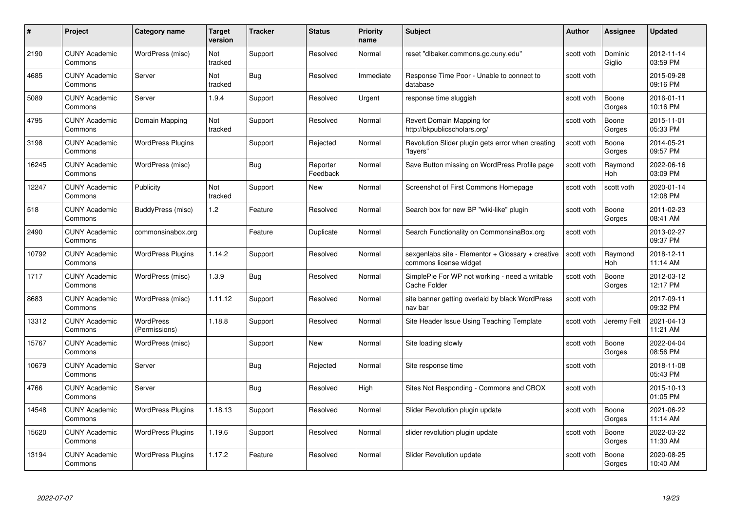| # | Project | Category name | Target version | Tracker | Status | Priority name | Subject | Author | Assignee | Updated |
|---|---|---|---|---|---|---|---|---|---|---|
| 2190 | CUNY Academic Commons | WordPress (misc) | Not tracked | Support | Resolved | Normal | reset "dlbaker.commons.gc.cuny.edu" | scott voth | Dominic Giglio | 2012-11-14 03:59 PM |
| 4685 | CUNY Academic Commons | Server | Not tracked | Bug | Resolved | Immediate | Response Time Poor - Unable to connect to database | scott voth | | 2015-09-28 09:16 PM |
| 5089 | CUNY Academic Commons | Server | 1.9.4 | Support | Resolved | Urgent | response time sluggish | scott voth | Boone Gorges | 2016-01-11 10:16 PM |
| 4795 | CUNY Academic Commons | Domain Mapping | Not tracked | Support | Resolved | Normal | Revert Domain Mapping for http://bkpublicscholars.org/ | scott voth | Boone Gorges | 2015-11-01 05:33 PM |
| 3198 | CUNY Academic Commons | WordPress Plugins | | Support | Rejected | Normal | Revolution Slider plugin gets error when creating "layers" | scott voth | Boone Gorges | 2014-05-21 09:57 PM |
| 16245 | CUNY Academic Commons | WordPress (misc) | | Bug | Reporter Feedback | Normal | Save Button missing on WordPress Profile page | scott voth | Raymond Hoh | 2022-06-16 03:09 PM |
| 12247 | CUNY Academic Commons | Publicity | Not tracked | Support | New | Normal | Screenshot of First Commons Homepage | scott voth | scott voth | 2020-01-14 12:08 PM |
| 518 | CUNY Academic Commons | BuddyPress (misc) | 1.2 | Feature | Resolved | Normal | Search box for new BP "wiki-like" plugin | scott voth | Boone Gorges | 2011-02-23 08:41 AM |
| 2490 | CUNY Academic Commons | commonsinabox.org | | Feature | Duplicate | Normal | Search Functionality on CommonsinaBox.org | scott voth | | 2013-02-27 09:37 PM |
| 10792 | CUNY Academic Commons | WordPress Plugins | 1.14.2 | Support | Resolved | Normal | sexgenlabs site - Elementor + Glossary + creative commons license widget | scott voth | Raymond Hoh | 2018-12-11 11:14 AM |
| 1717 | CUNY Academic Commons | WordPress (misc) | 1.3.9 | Bug | Resolved | Normal | SimplePie For WP not working - need a writable Cache Folder | scott voth | Boone Gorges | 2012-03-12 12:17 PM |
| 8683 | CUNY Academic Commons | WordPress (misc) | 1.11.12 | Support | Resolved | Normal | site banner getting overlaid by black WordPress nav bar | scott voth | | 2017-09-11 09:32 PM |
| 13312 | CUNY Academic Commons | WordPress (Permissions) | 1.18.8 | Support | Resolved | Normal | Site Header Issue Using Teaching Template | scott voth | Jeremy Felt | 2021-04-13 11:21 AM |
| 15767 | CUNY Academic Commons | WordPress (misc) | | Support | New | Normal | Site loading slowly | scott voth | Boone Gorges | 2022-04-04 08:56 PM |
| 10679 | CUNY Academic Commons | Server | | Bug | Rejected | Normal | Site response time | scott voth | | 2018-11-08 05:43 PM |
| 4766 | CUNY Academic Commons | Server | | Bug | Resolved | High | Sites Not Responding - Commons and CBOX | scott voth | | 2015-10-13 01:05 PM |
| 14548 | CUNY Academic Commons | WordPress Plugins | 1.18.13 | Support | Resolved | Normal | Slider Revolution plugin update | scott voth | Boone Gorges | 2021-06-22 11:14 AM |
| 15620 | CUNY Academic Commons | WordPress Plugins | 1.19.6 | Support | Resolved | Normal | slider revolution plugin update | scott voth | Boone Gorges | 2022-03-22 11:30 AM |
| 13194 | CUNY Academic Commons | WordPress Plugins | 1.17.2 | Feature | Resolved | Normal | Slider Revolution update | scott voth | Boone Gorges | 2020-08-25 10:40 AM |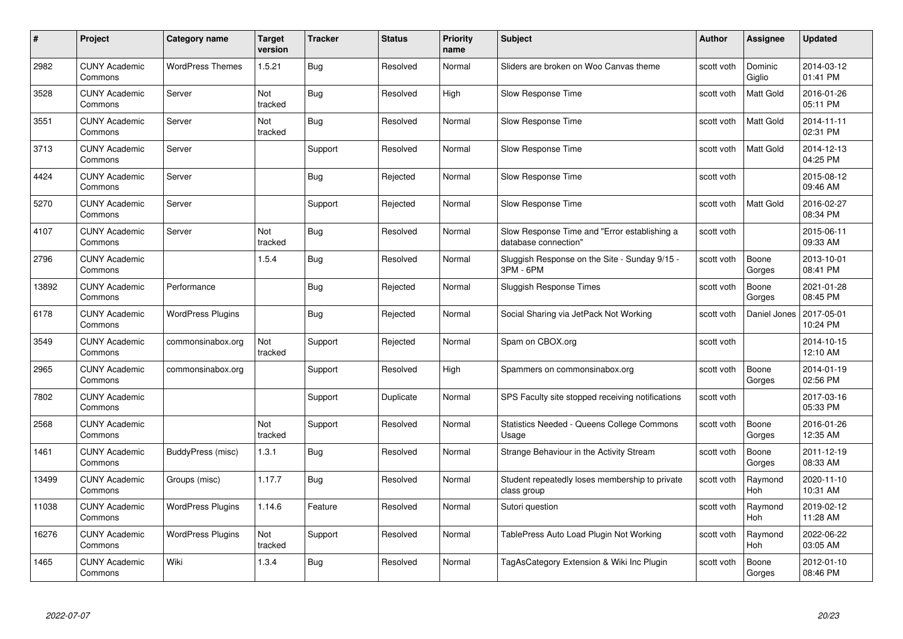| # | Project | Category name | Target version | Tracker | Status | Priority name | Subject | Author | Assignee | Updated |
|---|---|---|---|---|---|---|---|---|---|---|
| 2982 | CUNY Academic Commons | WordPress Themes | 1.5.21 | Bug | Resolved | Normal | Sliders are broken on Woo Canvas theme | scott voth | Dominic Giglio | 2014-03-12 01:41 PM |
| 3528 | CUNY Academic Commons | Server | Not tracked | Bug | Resolved | High | Slow Response Time | scott voth | Matt Gold | 2016-01-26 05:11 PM |
| 3551 | CUNY Academic Commons | Server | Not tracked | Bug | Resolved | Normal | Slow Response Time | scott voth | Matt Gold | 2014-11-11 02:31 PM |
| 3713 | CUNY Academic Commons | Server | | Support | Resolved | Normal | Slow Response Time | scott voth | Matt Gold | 2014-12-13 04:25 PM |
| 4424 | CUNY Academic Commons | Server | | Bug | Rejected | Normal | Slow Response Time | scott voth | | 2015-08-12 09:46 AM |
| 5270 | CUNY Academic Commons | Server | | Support | Rejected | Normal | Slow Response Time | scott voth | Matt Gold | 2016-02-27 08:34 PM |
| 4107 | CUNY Academic Commons | Server | Not tracked | Bug | Resolved | Normal | Slow Response Time and "Error establishing a database connection" | scott voth | | 2015-06-11 09:33 AM |
| 2796 | CUNY Academic Commons | | 1.5.4 | Bug | Resolved | Normal | Sluggish Response on the Site - Sunday 9/15 - 3PM - 6PM | scott voth | Boone Gorges | 2013-10-01 08:41 PM |
| 13892 | CUNY Academic Commons | Performance | | Bug | Rejected | Normal | Sluggish Response Times | scott voth | Boone Gorges | 2021-01-28 08:45 PM |
| 6178 | CUNY Academic Commons | WordPress Plugins | | Bug | Rejected | Normal | Social Sharing via JetPack Not Working | scott voth | Daniel Jones | 2017-05-01 10:24 PM |
| 3549 | CUNY Academic Commons | commonsinabox.org | Not tracked | Support | Rejected | Normal | Spam on CBOX.org | scott voth | | 2014-10-15 12:10 AM |
| 2965 | CUNY Academic Commons | commonsinabox.org | | Support | Resolved | High | Spammers on commonsinabox.org | scott voth | Boone Gorges | 2014-01-19 02:56 PM |
| 7802 | CUNY Academic Commons | | | Support | Duplicate | Normal | SPS Faculty site stopped receiving notifications | scott voth | | 2017-03-16 05:33 PM |
| 2568 | CUNY Academic Commons | | Not tracked | Support | Resolved | Normal | Statistics Needed - Queens College Commons Usage | scott voth | Boone Gorges | 2016-01-26 12:35 AM |
| 1461 | CUNY Academic Commons | BuddyPress (misc) | 1.3.1 | Bug | Resolved | Normal | Strange Behaviour in the Activity Stream | scott voth | Boone Gorges | 2011-12-19 08:33 AM |
| 13499 | CUNY Academic Commons | Groups (misc) | 1.17.7 | Bug | Resolved | Normal | Student repeatedly loses membership to private class group | scott voth | Raymond Hoh | 2020-11-10 10:31 AM |
| 11038 | CUNY Academic Commons | WordPress Plugins | 1.14.6 | Feature | Resolved | Normal | Sutori question | scott voth | Raymond Hoh | 2019-02-12 11:28 AM |
| 16276 | CUNY Academic Commons | WordPress Plugins | Not tracked | Support | Resolved | Normal | TablePress Auto Load Plugin Not Working | scott voth | Raymond Hoh | 2022-06-22 03:05 AM |
| 1465 | CUNY Academic Commons | Wiki | 1.3.4 | Bug | Resolved | Normal | TagAsCategory Extension & Wiki Inc Plugin | scott voth | Boone Gorges | 2012-01-10 08:46 PM |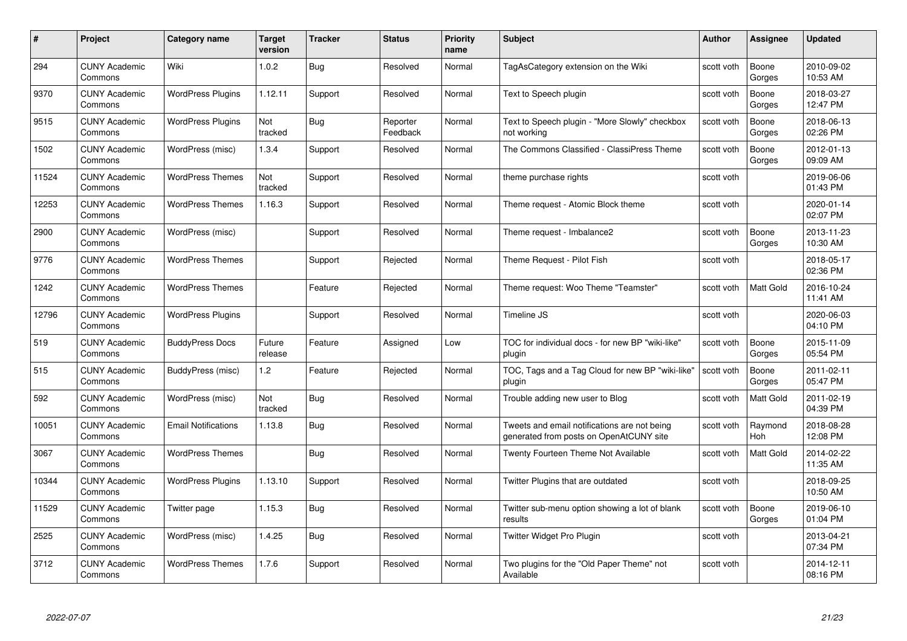| # | Project | Category name | Target version | Tracker | Status | Priority name | Subject | Author | Assignee | Updated |
|---|---|---|---|---|---|---|---|---|---|---|
| 294 | CUNY Academic Commons | Wiki | 1.0.2 | Bug | Resolved | Normal | TagAsCategory extension on the Wiki | scott voth | Boone Gorges | 2010-09-02 10:53 AM |
| 9370 | CUNY Academic Commons | WordPress Plugins | 1.12.11 | Support | Resolved | Normal | Text to Speech plugin | scott voth | Boone Gorges | 2018-03-27 12:47 PM |
| 9515 | CUNY Academic Commons | WordPress Plugins | Not tracked | Bug | Reporter Feedback | Normal | Text to Speech plugin - "More Slowly" checkbox not working | scott voth | Boone Gorges | 2018-06-13 02:26 PM |
| 1502 | CUNY Academic Commons | WordPress (misc) | 1.3.4 | Support | Resolved | Normal | The Commons Classified - ClassiPress Theme | scott voth | Boone Gorges | 2012-01-13 09:09 AM |
| 11524 | CUNY Academic Commons | WordPress Themes | Not tracked | Support | Resolved | Normal | theme purchase rights | scott voth | | 2019-06-06 01:43 PM |
| 12253 | CUNY Academic Commons | WordPress Themes | 1.16.3 | Support | Resolved | Normal | Theme request - Atomic Block theme | scott voth | | 2020-01-14 02:07 PM |
| 2900 | CUNY Academic Commons | WordPress (misc) | | Support | Resolved | Normal | Theme request - Imbalance2 | scott voth | Boone Gorges | 2013-11-23 10:30 AM |
| 9776 | CUNY Academic Commons | WordPress Themes | | Support | Rejected | Normal | Theme Request - Pilot Fish | scott voth | | 2018-05-17 02:36 PM |
| 1242 | CUNY Academic Commons | WordPress Themes | | Feature | Rejected | Normal | Theme request: Woo Theme "Teamster" | scott voth | Matt Gold | 2016-10-24 11:41 AM |
| 12796 | CUNY Academic Commons | WordPress Plugins | | Support | Resolved | Normal | Timeline JS | scott voth | | 2020-06-03 04:10 PM |
| 519 | CUNY Academic Commons | BuddyPress Docs | Future release | Feature | Assigned | Low | TOC for individual docs - for new BP "wiki-like" plugin | scott voth | Boone Gorges | 2015-11-09 05:54 PM |
| 515 | CUNY Academic Commons | BuddyPress (misc) | 1.2 | Feature | Rejected | Normal | TOC, Tags and a Tag Cloud for new BP "wiki-like" plugin | scott voth | Boone Gorges | 2011-02-11 05:47 PM |
| 592 | CUNY Academic Commons | WordPress (misc) | Not tracked | Bug | Resolved | Normal | Trouble adding new user to Blog | scott voth | Matt Gold | 2011-02-19 04:39 PM |
| 10051 | CUNY Academic Commons | Email Notifications | 1.13.8 | Bug | Resolved | Normal | Tweets and email notifications are not being generated from posts on OpenAtCUNY site | scott voth | Raymond Hoh | 2018-08-28 12:08 PM |
| 3067 | CUNY Academic Commons | WordPress Themes | | Bug | Resolved | Normal | Twenty Fourteen Theme Not Available | scott voth | Matt Gold | 2014-02-22 11:35 AM |
| 10344 | CUNY Academic Commons | WordPress Plugins | 1.13.10 | Support | Resolved | Normal | Twitter Plugins that are outdated | scott voth | | 2018-09-25 10:50 AM |
| 11529 | CUNY Academic Commons | Twitter page | 1.15.3 | Bug | Resolved | Normal | Twitter sub-menu option showing a lot of blank results | scott voth | Boone Gorges | 2019-06-10 01:04 PM |
| 2525 | CUNY Academic Commons | WordPress (misc) | 1.4.25 | Bug | Resolved | Normal | Twitter Widget Pro Plugin | scott voth | | 2013-04-21 07:34 PM |
| 3712 | CUNY Academic Commons | WordPress Themes | 1.7.6 | Support | Resolved | Normal | Two plugins for the "Old Paper Theme" not Available | scott voth | | 2014-12-11 08:16 PM |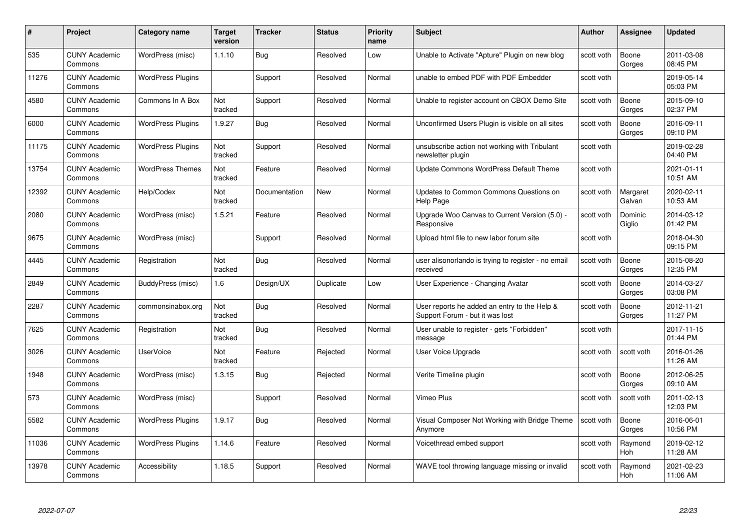| # | Project | Category name | Target version | Tracker | Status | Priority name | Subject | Author | Assignee | Updated |
|---|---|---|---|---|---|---|---|---|---|---|
| 535 | CUNY Academic Commons | WordPress (misc) | 1.1.10 | Bug | Resolved | Low | Unable to Activate "Apture" Plugin on new blog | scott voth | Boone Gorges | 2011-03-08 08:45 PM |
| 11276 | CUNY Academic Commons | WordPress Plugins | | Support | Resolved | Normal | unable to embed PDF with PDF Embedder | scott voth | | 2019-05-14 05:03 PM |
| 4580 | CUNY Academic Commons | Commons In A Box | Not tracked | Support | Resolved | Normal | Unable to register account on CBOX Demo Site | scott voth | Boone Gorges | 2015-09-10 02:37 PM |
| 6000 | CUNY Academic Commons | WordPress Plugins | 1.9.27 | Bug | Resolved | Normal | Unconfirmed Users Plugin is visible on all sites | scott voth | Boone Gorges | 2016-09-11 09:10 PM |
| 11175 | CUNY Academic Commons | WordPress Plugins | Not tracked | Support | Resolved | Normal | unsubscribe action not working with Tribulant newsletter plugin | scott voth | | 2019-02-28 04:40 PM |
| 13754 | CUNY Academic Commons | WordPress Themes | Not tracked | Feature | Resolved | Normal | Update Commons WordPress Default Theme | scott voth | | 2021-01-11 10:51 AM |
| 12392 | CUNY Academic Commons | Help/Codex | Not tracked | Documentation | New | Normal | Updates to Common Commons Questions on Help Page | scott voth | Margaret Galvan | 2020-02-11 10:53 AM |
| 2080 | CUNY Academic Commons | WordPress (misc) | 1.5.21 | Feature | Resolved | Normal | Upgrade Woo Canvas to Current Version (5.0) - Responsive | scott voth | Dominic Giglio | 2014-03-12 01:42 PM |
| 9675 | CUNY Academic Commons | WordPress (misc) | | Support | Resolved | Normal | Upload html file to new labor forum site | scott voth | | 2018-04-30 09:15 PM |
| 4445 | CUNY Academic Commons | Registration | Not tracked | Bug | Resolved | Normal | user alisonorlando is trying to register - no email received | scott voth | Boone Gorges | 2015-08-20 12:35 PM |
| 2849 | CUNY Academic Commons | BuddyPress (misc) | 1.6 | Design/UX | Duplicate | Low | User Experience - Changing Avatar | scott voth | Boone Gorges | 2014-03-27 03:08 PM |
| 2287 | CUNY Academic Commons | commonsinabox.org | Not tracked | Bug | Resolved | Normal | User reports he added an entry to the Help & Support Forum - but it was lost | scott voth | Boone Gorges | 2012-11-21 11:27 PM |
| 7625 | CUNY Academic Commons | Registration | Not tracked | Bug | Resolved | Normal | User unable to register - gets "Forbidden" message | scott voth | | 2017-11-15 01:44 PM |
| 3026 | CUNY Academic Commons | UserVoice | Not tracked | Feature | Rejected | Normal | User Voice Upgrade | scott voth | scott voth | 2016-01-26 11:26 AM |
| 1948 | CUNY Academic Commons | WordPress (misc) | 1.3.15 | Bug | Rejected | Normal | Verite Timeline plugin | scott voth | Boone Gorges | 2012-06-25 09:10 AM |
| 573 | CUNY Academic Commons | WordPress (misc) | | Support | Resolved | Normal | Vimeo Plus | scott voth | scott voth | 2011-02-13 12:03 PM |
| 5582 | CUNY Academic Commons | WordPress Plugins | 1.9.17 | Bug | Resolved | Normal | Visual Composer Not Working with Bridge Theme Anymore | scott voth | Boone Gorges | 2016-06-01 10:56 PM |
| 11036 | CUNY Academic Commons | WordPress Plugins | 1.14.6 | Feature | Resolved | Normal | Voicethread embed support | scott voth | Raymond Hoh | 2019-02-12 11:28 AM |
| 13978 | CUNY Academic Commons | Accessibility | 1.18.5 | Support | Resolved | Normal | WAVE tool throwing language missing or invalid | scott voth | Raymond Hoh | 2021-02-23 11:06 AM |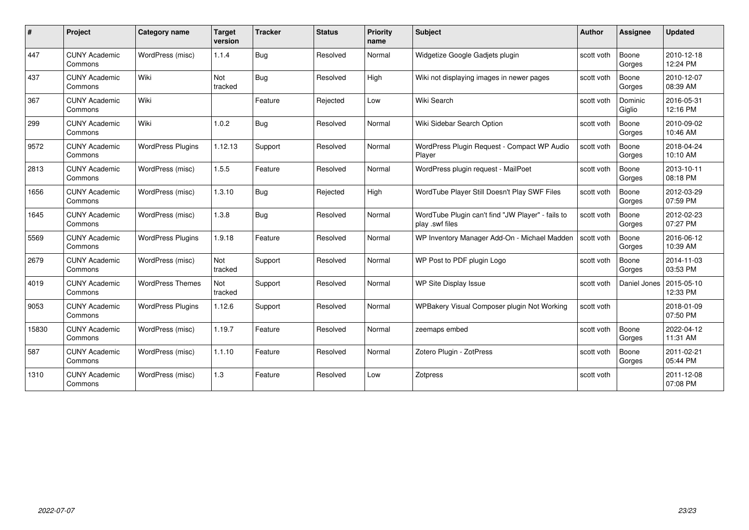| # | Project | Category name | Target version | Tracker | Status | Priority name | Subject | Author | Assignee | Updated |
|---|---|---|---|---|---|---|---|---|---|---|
| 447 | CUNY Academic Commons | WordPress (misc) | 1.1.4 | Bug | Resolved | Normal | Widgetize Google Gadjets plugin | scott voth | Boone Gorges | 2010-12-18 12:24 PM |
| 437 | CUNY Academic Commons | Wiki | Not tracked | Bug | Resolved | High | Wiki not displaying images in newer pages | scott voth | Boone Gorges | 2010-12-07 08:39 AM |
| 367 | CUNY Academic Commons | Wiki | | Feature | Rejected | Low | Wiki Search | scott voth | Dominic Giglio | 2016-05-31 12:16 PM |
| 299 | CUNY Academic Commons | Wiki | 1.0.2 | Bug | Resolved | Normal | Wiki Sidebar Search Option | scott voth | Boone Gorges | 2010-09-02 10:46 AM |
| 9572 | CUNY Academic Commons | WordPress Plugins | 1.12.13 | Support | Resolved | Normal | WordPress Plugin Request - Compact WP Audio Player | scott voth | Boone Gorges | 2018-04-24 10:10 AM |
| 2813 | CUNY Academic Commons | WordPress (misc) | 1.5.5 | Feature | Resolved | Normal | WordPress plugin request - MailPoet | scott voth | Boone Gorges | 2013-10-11 08:18 PM |
| 1656 | CUNY Academic Commons | WordPress (misc) | 1.3.10 | Bug | Rejected | High | WordTube Player Still Doesn't Play SWF Files | scott voth | Boone Gorges | 2012-03-29 07:59 PM |
| 1645 | CUNY Academic Commons | WordPress (misc) | 1.3.8 | Bug | Resolved | Normal | WordTube Plugin can't find "JW Player" - fails to play .swf files | scott voth | Boone Gorges | 2012-02-23 07:27 PM |
| 5569 | CUNY Academic Commons | WordPress Plugins | 1.9.18 | Feature | Resolved | Normal | WP Inventory Manager Add-On - Michael Madden | scott voth | Boone Gorges | 2016-06-12 10:39 AM |
| 2679 | CUNY Academic Commons | WordPress (misc) | Not tracked | Support | Resolved | Normal | WP Post to PDF plugin Logo | scott voth | Boone Gorges | 2014-11-03 03:53 PM |
| 4019 | CUNY Academic Commons | WordPress Themes | Not tracked | Support | Resolved | Normal | WP Site Display Issue | scott voth | Daniel Jones | 2015-05-10 12:33 PM |
| 9053 | CUNY Academic Commons | WordPress Plugins | 1.12.6 | Support | Resolved | Normal | WPBakery Visual Composer plugin Not Working | scott voth | | 2018-01-09 07:50 PM |
| 15830 | CUNY Academic Commons | WordPress (misc) | 1.19.7 | Feature | Resolved | Normal | zeemaps embed | scott voth | Boone Gorges | 2022-04-12 11:31 AM |
| 587 | CUNY Academic Commons | WordPress (misc) | 1.1.10 | Feature | Resolved | Normal | Zotero Plugin - ZotPress | scott voth | Boone Gorges | 2011-02-21 05:44 PM |
| 1310 | CUNY Academic Commons | WordPress (misc) | 1.3 | Feature | Resolved | Low | Zotpress | scott voth | | 2011-12-08 07:08 PM |